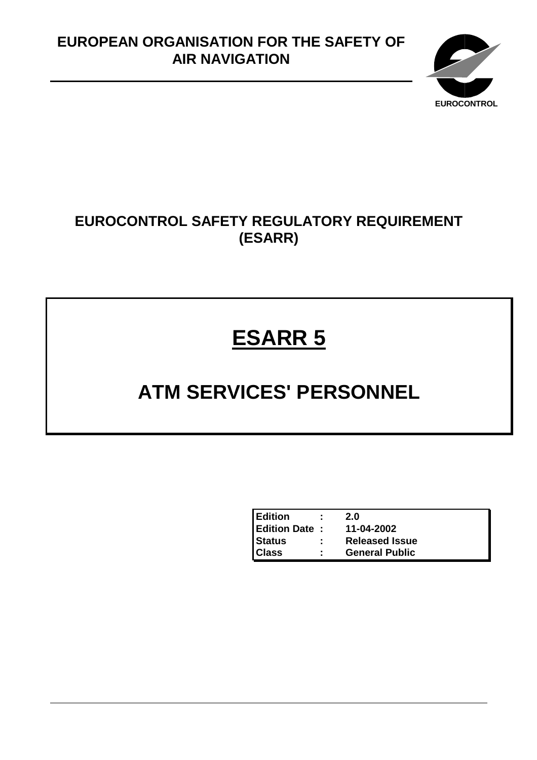# EUROPEAN ORGANISATION FOR THE SAFETY OF AIR NAVIGATION

EUROCONTROL

## EUROCONTROL SAFETY REGULATORY REQUIREMENT (ESARR)

# ESARR 5

# ATM SERVICES' PERSONNEL

| | | |
|---|---|---|
| **Edition** | **:** | **2.0** |
| **Edition Date** | **:** | **11-04-2002** |
| **Status** | **:** | **Released Issue** |
| **Class** | **:** | **General Public** |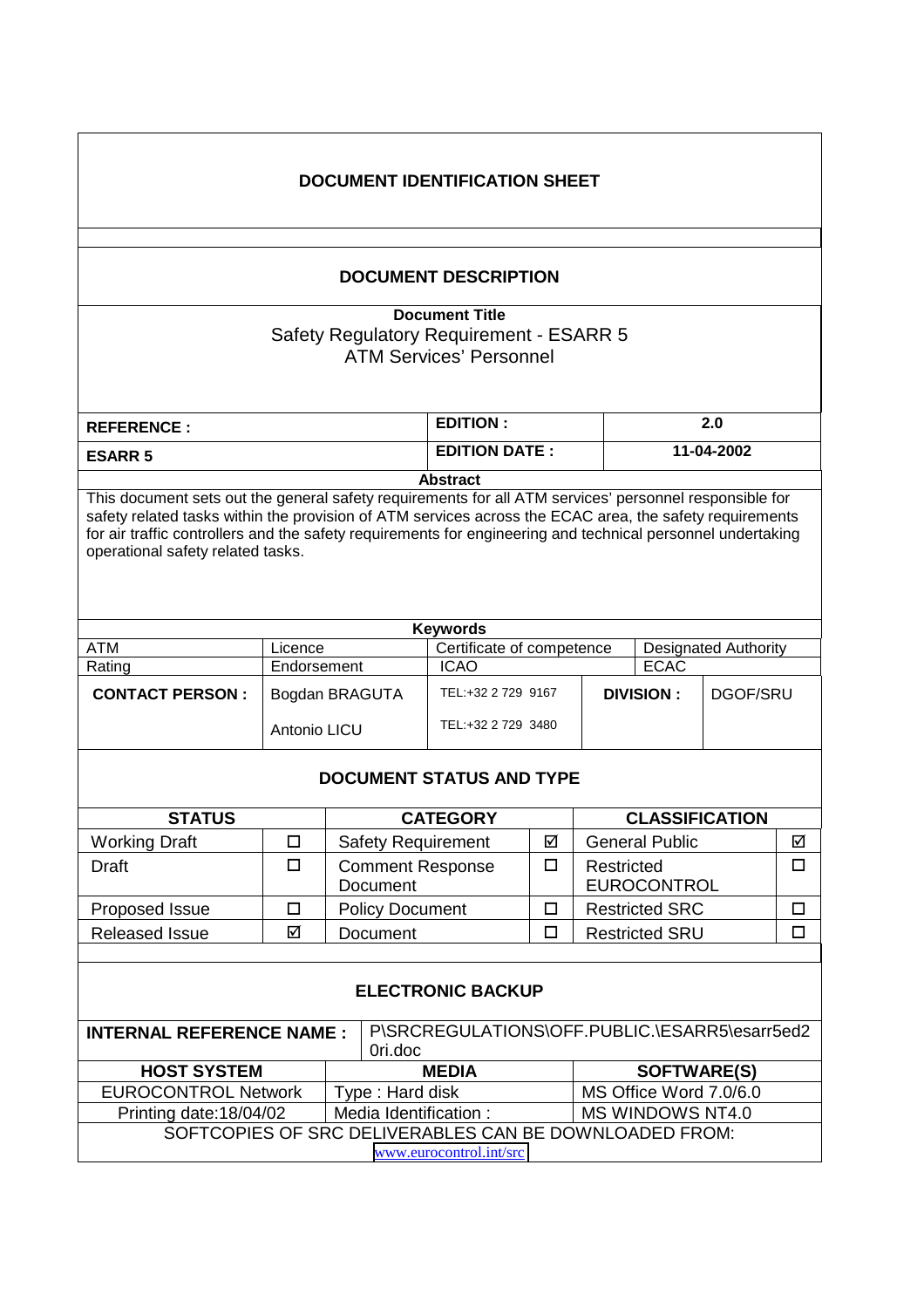# DOCUMENT IDENTIFICATION SHEET

## DOCUMENT DESCRIPTION

**Document Title**

Safety Regulatory Requirement - ESARR 5

ATM Services' Personnel

| **REFERENCE :** | **EDITION :** | **2.0** |
|---|---|---|
| **ESARR 5** | **EDITION DATE :** | **11-04-2002** |

**Abstract**

This document sets out the general safety requirements for all ATM services' personnel responsible for safety related tasks within the provision of ATM services across the ECAC area, the safety requirements for air traffic controllers and the safety requirements for engineering and technical personnel undertaking operational safety related tasks.

**Keywords**

| | | | |
|---|---|---|---|
| ATM | Licence | Certificate of competence | Designated Authority |
| Rating | Endorsement | ICAO | ECAC |

| **CONTACT PERSON :** | Bogdan BRAGUTA | TEL:+32 2 729 9167 | **DIVISION :** | DGOF/SRU |
|---|---|---|---|---|
| | Antonio LICU | TEL:+32 2 729 3480 | | |

## DOCUMENT STATUS AND TYPE

| **STATUS** | | **CATEGORY** | | **CLASSIFICATION** | |
|---|---|---|---|---|---|
| Working Draft | ☐ | Safety Requirement | ☑ | General Public | ☑ |
| Draft | ☐ | Comment Response Document | ☐ | Restricted EUROCONTROL | ☐ |
| Proposed Issue | ☐ | Policy Document | ☐ | Restricted SRC | ☐ |
| Released Issue | ☑ | Document | ☐ | Restricted SRU | ☐ |

## ELECTRONIC BACKUP

| **INTERNAL REFERENCE NAME :** | P\SRCREGULATIONS\OFF.PUBLIC.\ESARR5\esarr5ed20ri.doc | |
|---|---|---|
| **HOST SYSTEM** | **MEDIA** | **SOFTWARE(S)** |
| EUROCONTROL Network | Type : Hard disk | MS Office Word 7.0/6.0 |
| Printing date:18/04/02 | Media Identification : | MS WINDOWS NT4.0 |

SOFTCOPIES OF SRC DELIVERABLES CAN BE DOWNLOADED FROM:
www.eurocontrol.int/src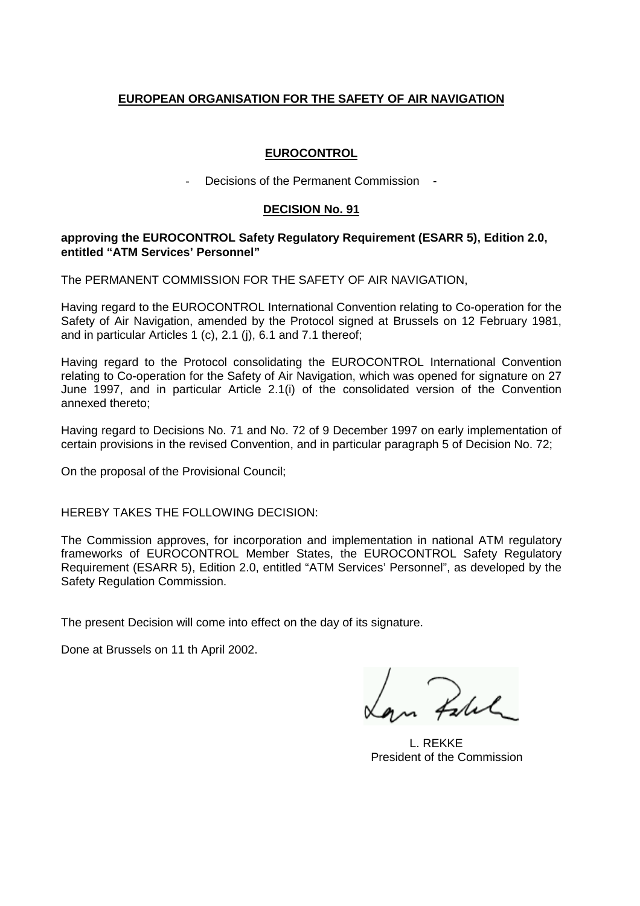**EUROPEAN ORGANISATION FOR THE SAFETY OF AIR NAVIGATION**

**EUROCONTROL**

- Decisions of the Permanent Commission -

**DECISION No. 91**

**approving the EUROCONTROL Safety Regulatory Requirement (ESARR 5), Edition 2.0, entitled "ATM Services' Personnel"**

The PERMANENT COMMISSION FOR THE SAFETY OF AIR NAVIGATION,

Having regard to the EUROCONTROL International Convention relating to Co-operation for the Safety of Air Navigation, amended by the Protocol signed at Brussels on 12 February 1981, and in particular Articles 1 (c), 2.1 (j), 6.1 and 7.1 thereof;

Having regard to the Protocol consolidating the EUROCONTROL International Convention relating to Co-operation for the Safety of Air Navigation, which was opened for signature on 27 June 1997, and in particular Article 2.1(i) of the consolidated version of the Convention annexed thereto;

Having regard to Decisions No. 71 and No. 72 of 9 December 1997 on early implementation of certain provisions in the revised Convention, and in particular paragraph 5 of Decision No. 72;

On the proposal of the Provisional Council;

HEREBY TAKES THE FOLLOWING DECISION:

The Commission approves, for incorporation and implementation in national ATM regulatory frameworks of EUROCONTROL Member States, the EUROCONTROL Safety Regulatory Requirement (ESARR 5), Edition 2.0, entitled "ATM Services' Personnel", as developed by the Safety Regulation Commission.

The present Decision will come into effect on the day of its signature.

Done at Brussels on 11 th April 2002.

L. REKKE
President of the Commission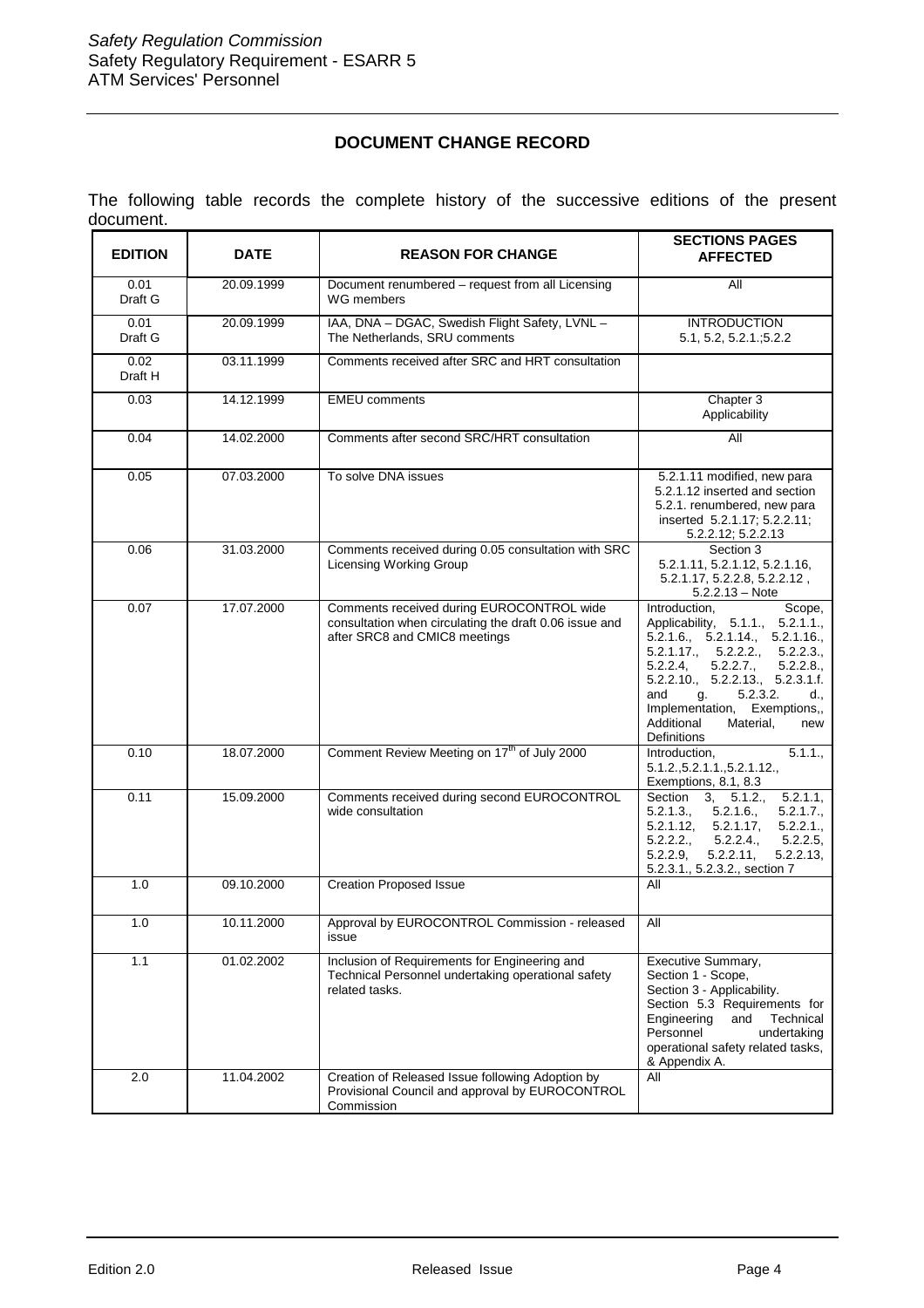## DOCUMENT CHANGE RECORD

The following table records the complete history of the successive editions of the present document.

| EDITION | DATE | REASON FOR CHANGE | SECTIONS PAGES AFFECTED |
|---|---|---|---|
| 0.01 Draft G | 20.09.1999 | Document renumbered – request from all Licensing WG members | All |
| 0.01 Draft G | 20.09.1999 | IAA, DNA – DGAC, Swedish Flight Safety, LVNL – The Netherlands, SRU comments | INTRODUCTION 5.1, 5.2, 5.2.1.;5.2.2 |
| 0.02 Draft H | 03.11.1999 | Comments received after SRC and HRT consultation | |
| 0.03 | 14.12.1999 | EMEU comments | Chapter 3 Applicability |
| 0.04 | 14.02.2000 | Comments after second SRC/HRT consultation | All |
| 0.05 | 07.03.2000 | To solve DNA issues | 5.2.1.11 modified, new para 5.2.1.12 inserted and section 5.2.1. renumbered, new para inserted 5.2.1.17; 5.2.2.11; 5.2.2.12; 5.2.2.13 |
| 0.06 | 31.03.2000 | Comments received during 0.05 consultation with SRC Licensing Working Group | Section 3 5.2.1.11, 5.2.1.12, 5.2.1.16, 5.2.1.17, 5.2.2.8, 5.2.2.12 , 5.2.2.13 – Note |
| 0.07 | 17.07.2000 | Comments received during EUROCONTROL wide consultation when circulating the draft 0.06 issue and after SRC8 and CMIC8 meetings | Introduction, Scope, Applicability, 5.1.1., 5.2.1.1., 5.2.1.6., 5.2.1.14., 5.2.1.16., 5.2.1.17., 5.2.2.2., 5.2.2.3., 5.2.2.4, 5.2.2.7., 5.2.2.8., 5.2.2.10., 5.2.2.13., 5.2.3.1.f. and g. 5.2.3.2. d., Implementation, Exemptions,, Additional Material, new Definitions |
| 0.10 | 18.07.2000 | Comment Review Meeting on 17th of July 2000 | Introduction, 5.1.1., 5.1.2.,5.2.1.1.,5.2.1.12., Exemptions, 8.1, 8.3 |
| 0.11 | 15.09.2000 | Comments received during second EUROCONTROL wide consultation | Section 3, 5.1.2., 5.2.1.1, 5.2.1.3., 5.2.1.6., 5.2.1.7., 5.2.1.12, 5.2.1.17, 5.2.2.1., 5.2.2.2., 5.2.2.4., 5.2.2.5, 5.2.2.9, 5.2.2.11, 5.2.2.13, 5.2.3.1., 5.2.3.2., section 7 |
| 1.0 | 09.10.2000 | Creation Proposed Issue | All |
| 1.0 | 10.11.2000 | Approval by EUROCONTROL Commission - released issue | All |
| 1.1 | 01.02.2002 | Inclusion of Requirements for Engineering and Technical Personnel undertaking operational safety related tasks. | Executive Summary, Section 1 - Scope, Section 3 - Applicability. Section 5.3 Requirements for Engineering and Technical Personnel undertaking operational safety related tasks, & Appendix A. |
| 2.0 | 11.04.2002 | Creation of Released Issue following Adoption by Provisional Council and approval by EUROCONTROL Commission | All |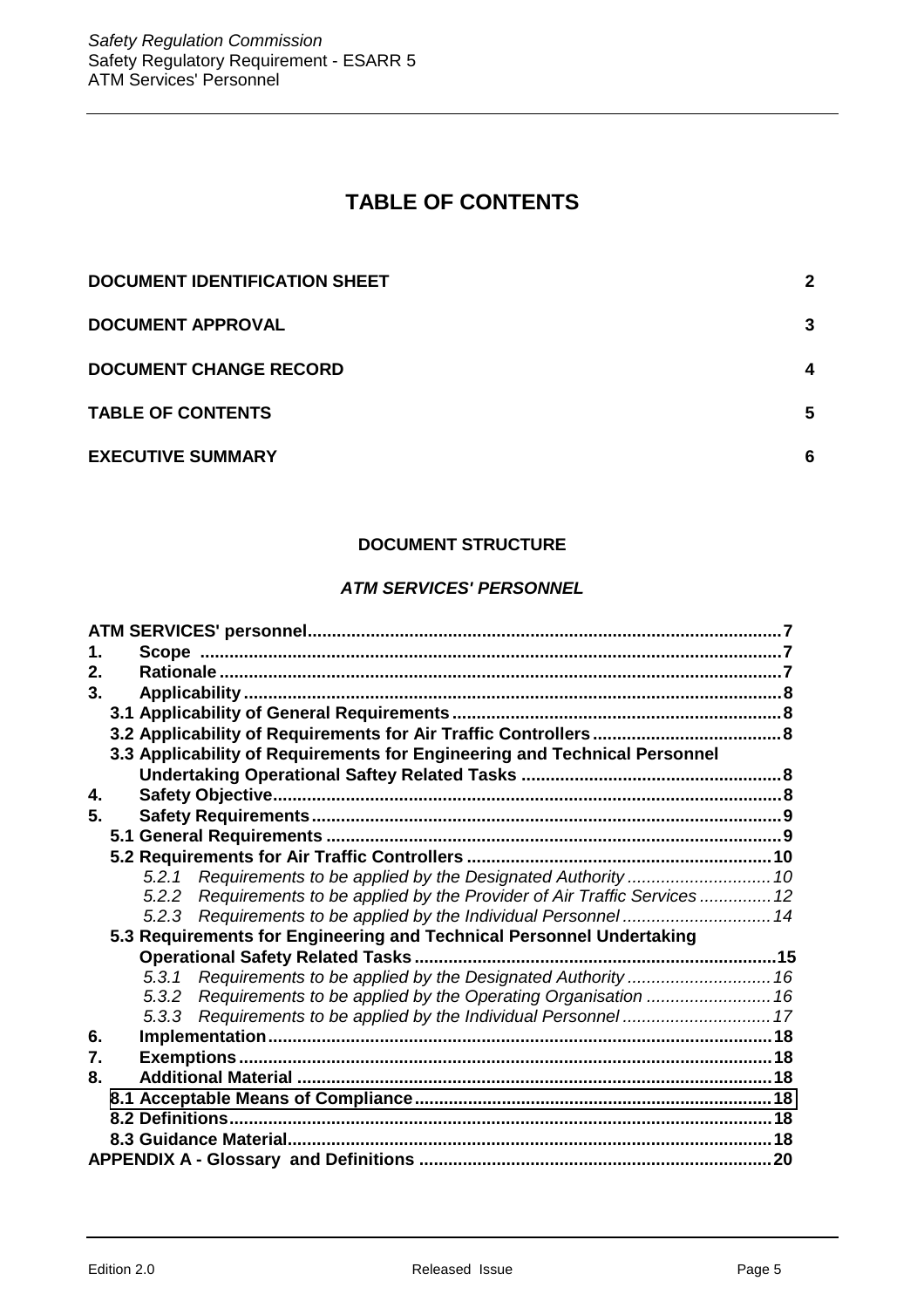# TABLE OF CONTENTS

**DOCUMENT IDENTIFICATION SHEET** 2

**DOCUMENT APPROVAL** 3

**DOCUMENT CHANGE RECORD** 4

**TABLE OF CONTENTS** 5

**EXECUTIVE SUMMARY** 6

## DOCUMENT STRUCTURE

### *ATM SERVICES' PERSONNEL*

**ATM SERVICES' personnel** .......... 7

**1. Scope** .......... 7

**2. Rationale** .......... 7

**3. Applicability** .......... 8

- **3.1 Applicability of General Requirements** .......... 8
- **3.2 Applicability of Requirements for Air Traffic Controllers** .......... 8
- **3.3 Applicability of Requirements for Engineering and Technical Personnel Undertaking Operational Saftey Related Tasks** .......... 8

**4. Safety Objective** .......... 8

**5. Safety Requirements** .......... 9

- **5.1 General Requirements** .......... 9
- **5.2 Requirements for Air Traffic Controllers** .......... 10
  - *5.2.1 Requirements to be applied by the Designated Authority* .......... 10
  - *5.2.2 Requirements to be applied by the Provider of Air Traffic Services* .......... 12
  - *5.2.3 Requirements to be applied by the Individual Personnel* .......... 14
- **5.3 Requirements for Engineering and Technical Personnel Undertaking Operational Safety Related Tasks** .......... 15
  - *5.3.1 Requirements to be applied by the Designated Authority* .......... 16
  - *5.3.2 Requirements to be applied by the Operating Organisation* .......... 16
  - *5.3.3 Requirements to be applied by the Individual Personnel* .......... 17

**6. Implementation** .......... 18

**7. Exemptions** .......... 18

**8. Additional Material** .......... 18

- **8.1 Acceptable Means of Compliance** .......... 18
- **8.2 Definitions** .......... 18
- **8.3 Guidance Material** .......... 18

**APPENDIX A - Glossary and Definitions** .......... 20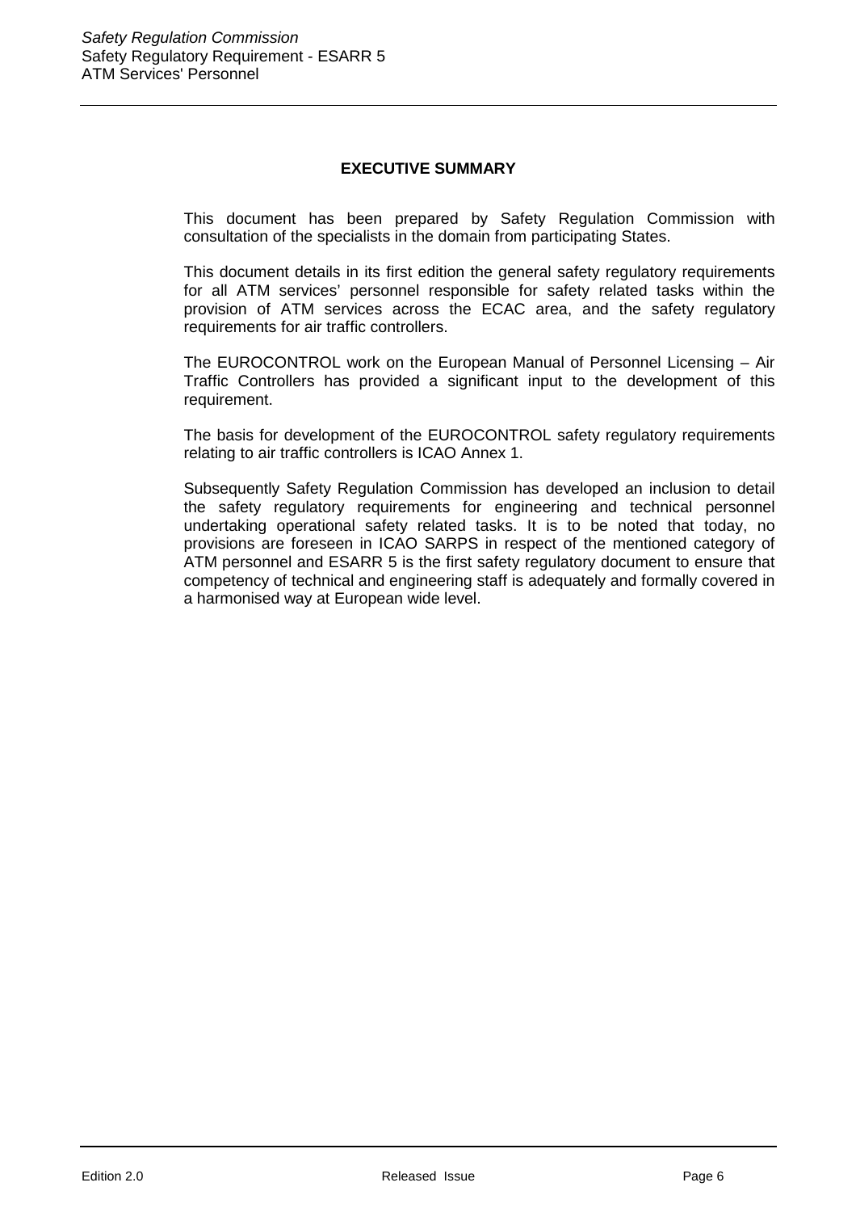## EXECUTIVE SUMMARY

This document has been prepared by Safety Regulation Commission with consultation of the specialists in the domain from participating States.

This document details in its first edition the general safety regulatory requirements for all ATM services' personnel responsible for safety related tasks within the provision of ATM services across the ECAC area, and the safety regulatory requirements for air traffic controllers.

The EUROCONTROL work on the European Manual of Personnel Licensing – Air Traffic Controllers has provided a significant input to the development of this requirement.

The basis for development of the EUROCONTROL safety regulatory requirements relating to air traffic controllers is ICAO Annex 1.

Subsequently Safety Regulation Commission has developed an inclusion to detail the safety regulatory requirements for engineering and technical personnel undertaking operational safety related tasks. It is to be noted that today, no provisions are foreseen in ICAO SARPS in respect of the mentioned category of ATM personnel and ESARR 5 is the first safety regulatory document to ensure that competency of technical and engineering staff is adequately and formally covered in a harmonised way at European wide level.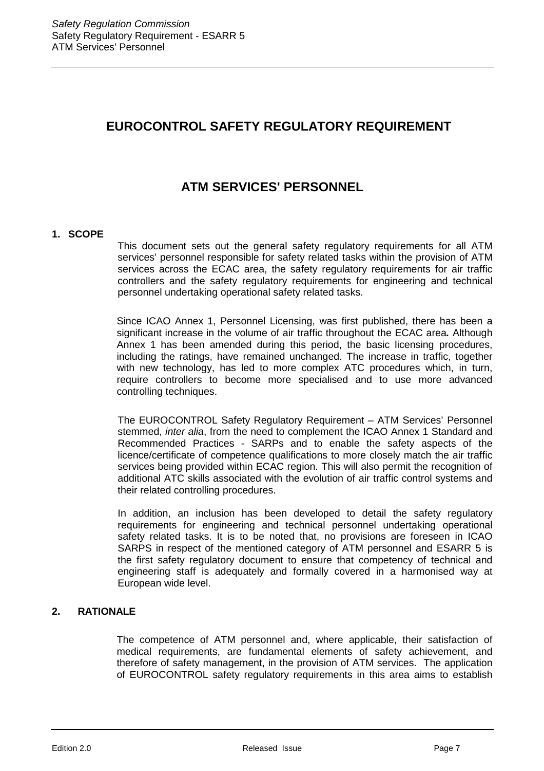# EUROCONTROL SAFETY REGULATORY REQUIREMENT

# ATM SERVICES' PERSONNEL

## 1. SCOPE

This document sets out the general safety regulatory requirements for all ATM services' personnel responsible for safety related tasks within the provision of ATM services across the ECAC area, the safety regulatory requirements for air traffic controllers and the safety regulatory requirements for engineering and technical personnel undertaking operational safety related tasks.

Since ICAO Annex 1, Personnel Licensing, was first published, there has been a significant increase in the volume of air traffic throughout the ECAC area**.** Although Annex 1 has been amended during this period, the basic licensing procedures, including the ratings, have remained unchanged. The increase in traffic, together with new technology, has led to more complex ATC procedures which, in turn, require controllers to become more specialised and to use more advanced controlling techniques.

The EUROCONTROL Safety Regulatory Requirement – ATM Services' Personnel stemmed, *inter alia*, from the need to complement the ICAO Annex 1 Standard and Recommended Practices - SARPs and to enable the safety aspects of the licence/certificate of competence qualifications to more closely match the air traffic services being provided within ECAC region. This will also permit the recognition of additional ATC skills associated with the evolution of air traffic control systems and their related controlling procedures.

In addition, an inclusion has been developed to detail the safety regulatory requirements for engineering and technical personnel undertaking operational safety related tasks. It is to be noted that, no provisions are foreseen in ICAO SARPS in respect of the mentioned category of ATM personnel and ESARR 5 is the first safety regulatory document to ensure that competency of technical and engineering staff is adequately and formally covered in a harmonised way at European wide level.

## 2. RATIONALE

The competence of ATM personnel and, where applicable, their satisfaction of medical requirements, are fundamental elements of safety achievement, and therefore of safety management, in the provision of ATM services. The application of EUROCONTROL safety regulatory requirements in this area aims to establish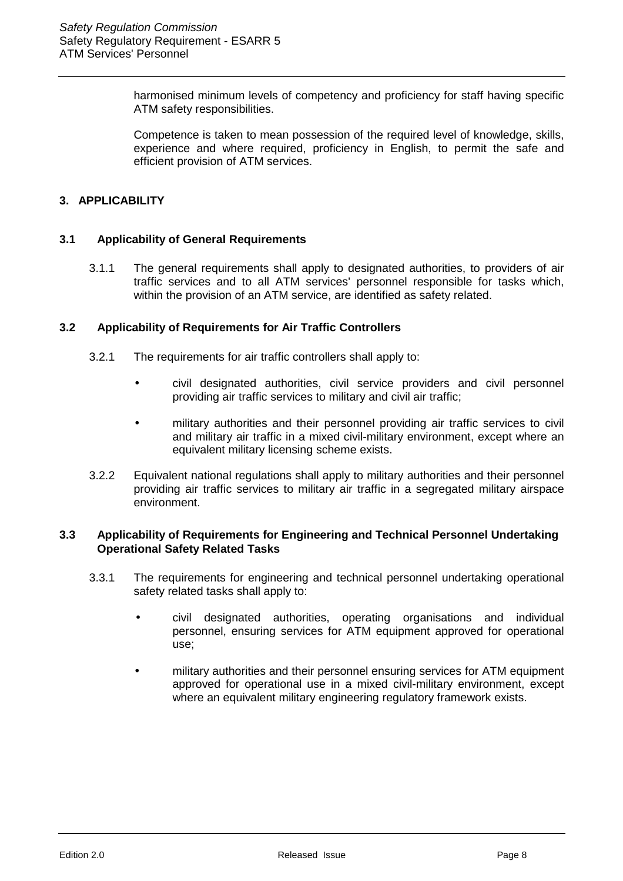harmonised minimum levels of competency and proficiency for staff having specific ATM safety responsibilities.

Competence is taken to mean possession of the required level of knowledge, skills, experience and where required, proficiency in English, to permit the safe and efficient provision of ATM services.

## 3. APPLICABILITY

### 3.1 Applicability of General Requirements

3.1.1 The general requirements shall apply to designated authorities, to providers of air traffic services and to all ATM services' personnel responsible for tasks which, within the provision of an ATM service, are identified as safety related.

### 3.2 Applicability of Requirements for Air Traffic Controllers

3.2.1 The requirements for air traffic controllers shall apply to:

- civil designated authorities, civil service providers and civil personnel providing air traffic services to military and civil air traffic;
- military authorities and their personnel providing air traffic services to civil and military air traffic in a mixed civil-military environment, except where an equivalent military licensing scheme exists.

3.2.2 Equivalent national regulations shall apply to military authorities and their personnel providing air traffic services to military air traffic in a segregated military airspace environment.

### 3.3 Applicability of Requirements for Engineering and Technical Personnel Undertaking Operational Safety Related Tasks

3.3.1 The requirements for engineering and technical personnel undertaking operational safety related tasks shall apply to:

- civil designated authorities, operating organisations and individual personnel, ensuring services for ATM equipment approved for operational use;
- military authorities and their personnel ensuring services for ATM equipment approved for operational use in a mixed civil-military environment, except where an equivalent military engineering regulatory framework exists.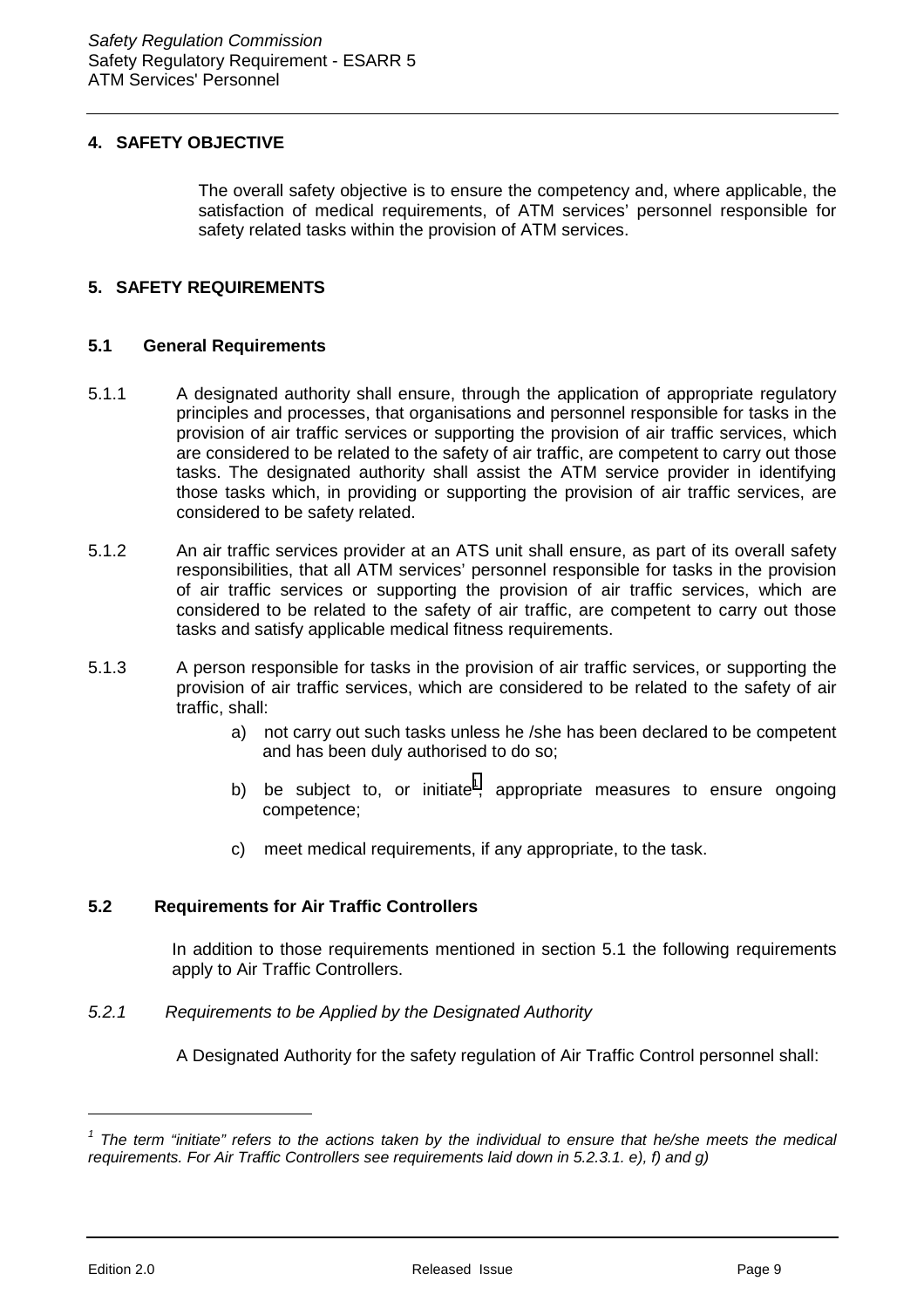## 4. SAFETY OBJECTIVE

The overall safety objective is to ensure the competency and, where applicable, the satisfaction of medical requirements, of ATM services' personnel responsible for safety related tasks within the provision of ATM services.

## 5. SAFETY REQUIREMENTS

### 5.1 General Requirements

5.1.1 A designated authority shall ensure, through the application of appropriate regulatory principles and processes, that organisations and personnel responsible for tasks in the provision of air traffic services or supporting the provision of air traffic services, which are considered to be related to the safety of air traffic, are competent to carry out those tasks. The designated authority shall assist the ATM service provider in identifying those tasks which, in providing or supporting the provision of air traffic services, are considered to be safety related.

5.1.2 An air traffic services provider at an ATS unit shall ensure, as part of its overall safety responsibilities, that all ATM services' personnel responsible for tasks in the provision of air traffic services or supporting the provision of air traffic services, which are considered to be related to the safety of air traffic, are competent to carry out those tasks and satisfy applicable medical fitness requirements.

5.1.3 A person responsible for tasks in the provision of air traffic services, or supporting the provision of air traffic services, which are considered to be related to the safety of air traffic, shall:

a) not carry out such tasks unless he /she has been declared to be competent and has been duly authorised to do so;

b) be subject to, or initiate[1], appropriate measures to ensure ongoing competence;

c) meet medical requirements, if any appropriate, to the task.

### 5.2 Requirements for Air Traffic Controllers

In addition to those requirements mentioned in section 5.1 the following requirements apply to Air Traffic Controllers.

*5.2.1 Requirements to be Applied by the Designated Authority*

A Designated Authority for the safety regulation of Air Traffic Control personnel shall:

---

[1] *The term "initiate" refers to the actions taken by the individual to ensure that he/she meets the medical requirements. For Air Traffic Controllers see requirements laid down in 5.2.3.1. e), f) and g)*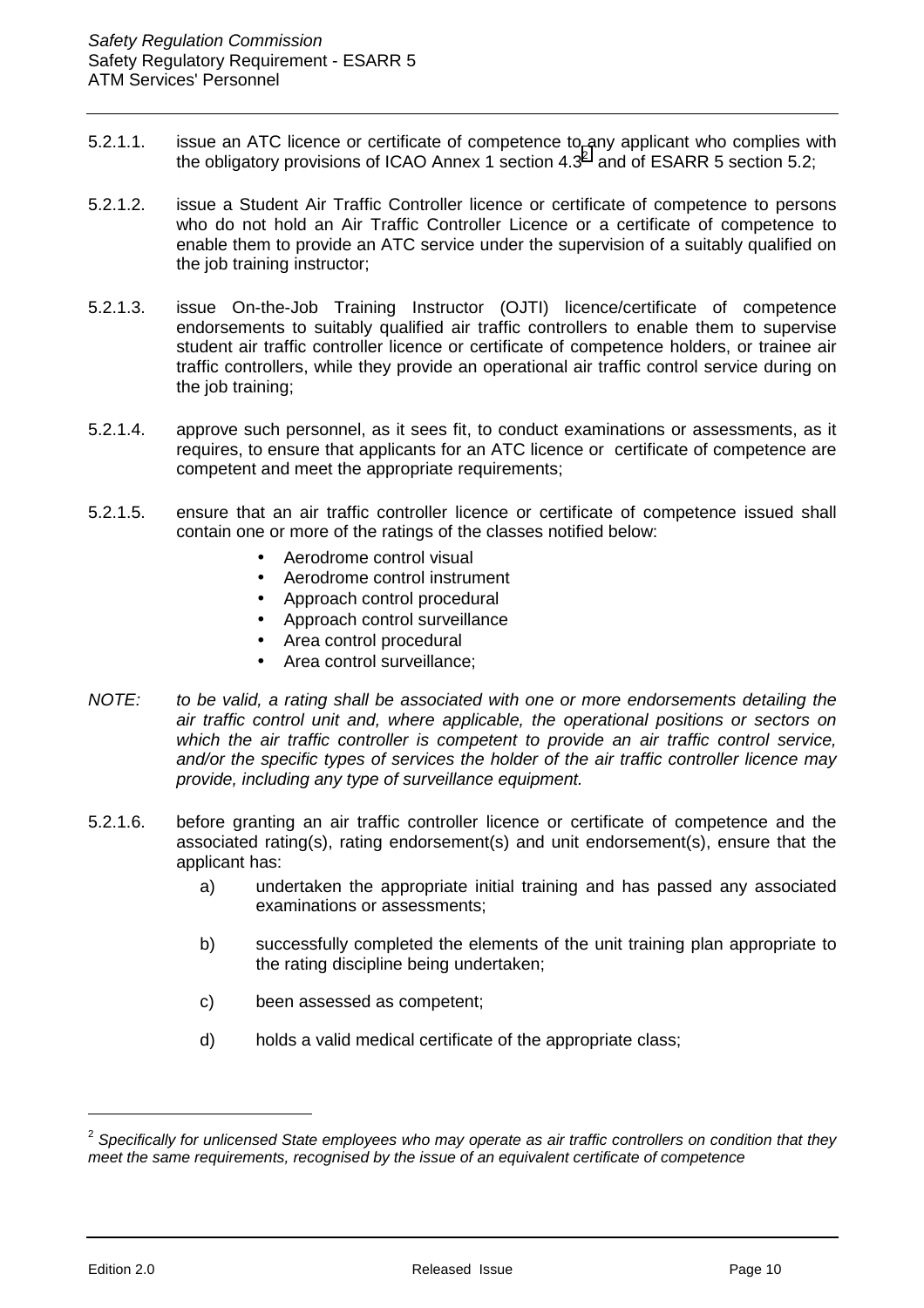5.2.1.1. issue an ATC licence or certificate of competence to any applicant who complies with the obligatory provisions of ICAO Annex 1 section 4.3[2] and of ESARR 5 section 5.2;

5.2.1.2. issue a Student Air Traffic Controller licence or certificate of competence to persons who do not hold an Air Traffic Controller Licence or a certificate of competence to enable them to provide an ATC service under the supervision of a suitably qualified on the job training instructor;

5.2.1.3. issue On-the-Job Training Instructor (OJTI) licence/certificate of competence endorsements to suitably qualified air traffic controllers to enable them to supervise student air traffic controller licence or certificate of competence holders, or trainee air traffic controllers, while they provide an operational air traffic control service during on the job training;

5.2.1.4. approve such personnel, as it sees fit, to conduct examinations or assessments, as it requires, to ensure that applicants for an ATC licence or certificate of competence are competent and meet the appropriate requirements;

5.2.1.5. ensure that an air traffic controller licence or certificate of competence issued shall contain one or more of the ratings of the classes notified below:

- Aerodrome control visual
- Aerodrome control instrument
- Approach control procedural
- Approach control surveillance
- Area control procedural
- Area control surveillance;

*NOTE: to be valid, a rating shall be associated with one or more endorsements detailing the air traffic control unit and, where applicable, the operational positions or sectors on which the air traffic controller is competent to provide an air traffic control service, and/or the specific types of services the holder of the air traffic controller licence may provide, including any type of surveillance equipment.*

5.2.1.6. before granting an air traffic controller licence or certificate of competence and the associated rating(s), rating endorsement(s) and unit endorsement(s), ensure that the applicant has:

a) undertaken the appropriate initial training and has passed any associated examinations or assessments;

b) successfully completed the elements of the unit training plan appropriate to the rating discipline being undertaken;

c) been assessed as competent;

d) holds a valid medical certificate of the appropriate class;

---

[2] *Specifically for unlicensed State employees who may operate as air traffic controllers on condition that they meet the same requirements, recognised by the issue of an equivalent certificate of competence*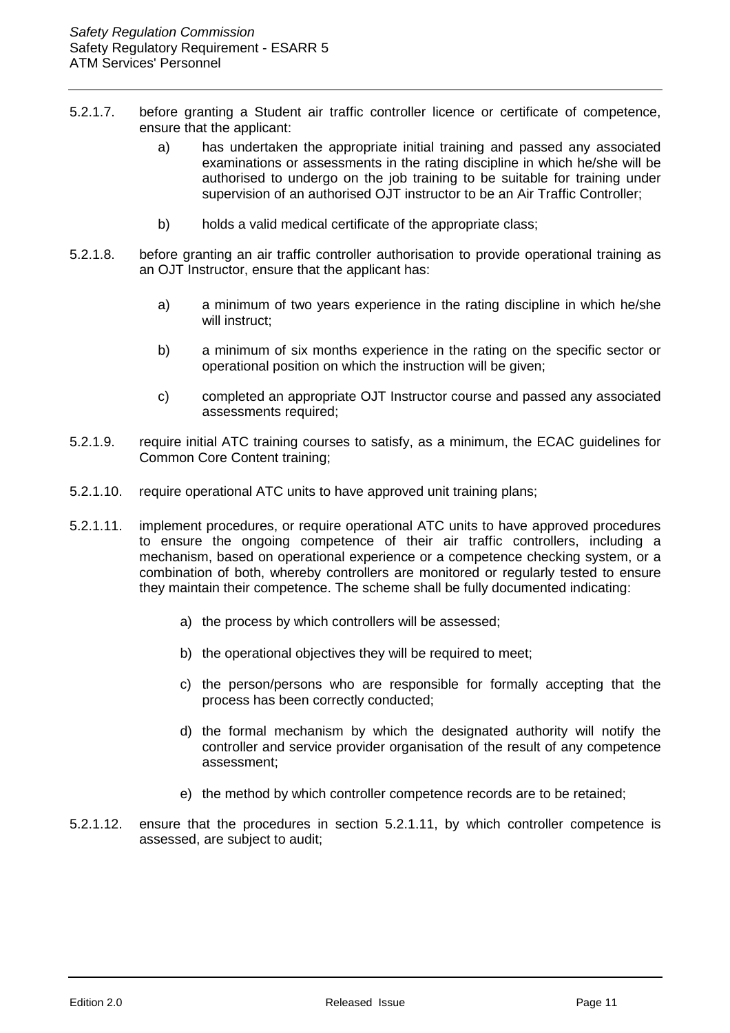5.2.1.7. before granting a Student air traffic controller licence or certificate of competence, ensure that the applicant:

a) has undertaken the appropriate initial training and passed any associated examinations or assessments in the rating discipline in which he/she will be authorised to undergo on the job training to be suitable for training under supervision of an authorised OJT instructor to be an Air Traffic Controller;

b) holds a valid medical certificate of the appropriate class;

5.2.1.8. before granting an air traffic controller authorisation to provide operational training as an OJT Instructor, ensure that the applicant has:

a) a minimum of two years experience in the rating discipline in which he/she will instruct;

b) a minimum of six months experience in the rating on the specific sector or operational position on which the instruction will be given;

c) completed an appropriate OJT Instructor course and passed any associated assessments required;

5.2.1.9. require initial ATC training courses to satisfy, as a minimum, the ECAC guidelines for Common Core Content training;

5.2.1.10. require operational ATC units to have approved unit training plans;

5.2.1.11. implement procedures, or require operational ATC units to have approved procedures to ensure the ongoing competence of their air traffic controllers, including a mechanism, based on operational experience or a competence checking system, or a combination of both, whereby controllers are monitored or regularly tested to ensure they maintain their competence. The scheme shall be fully documented indicating:

a) the process by which controllers will be assessed;

b) the operational objectives they will be required to meet;

c) the person/persons who are responsible for formally accepting that the process has been correctly conducted;

d) the formal mechanism by which the designated authority will notify the controller and service provider organisation of the result of any competence assessment;

e) the method by which controller competence records are to be retained;

5.2.1.12. ensure that the procedures in section 5.2.1.11, by which controller competence is assessed, are subject to audit;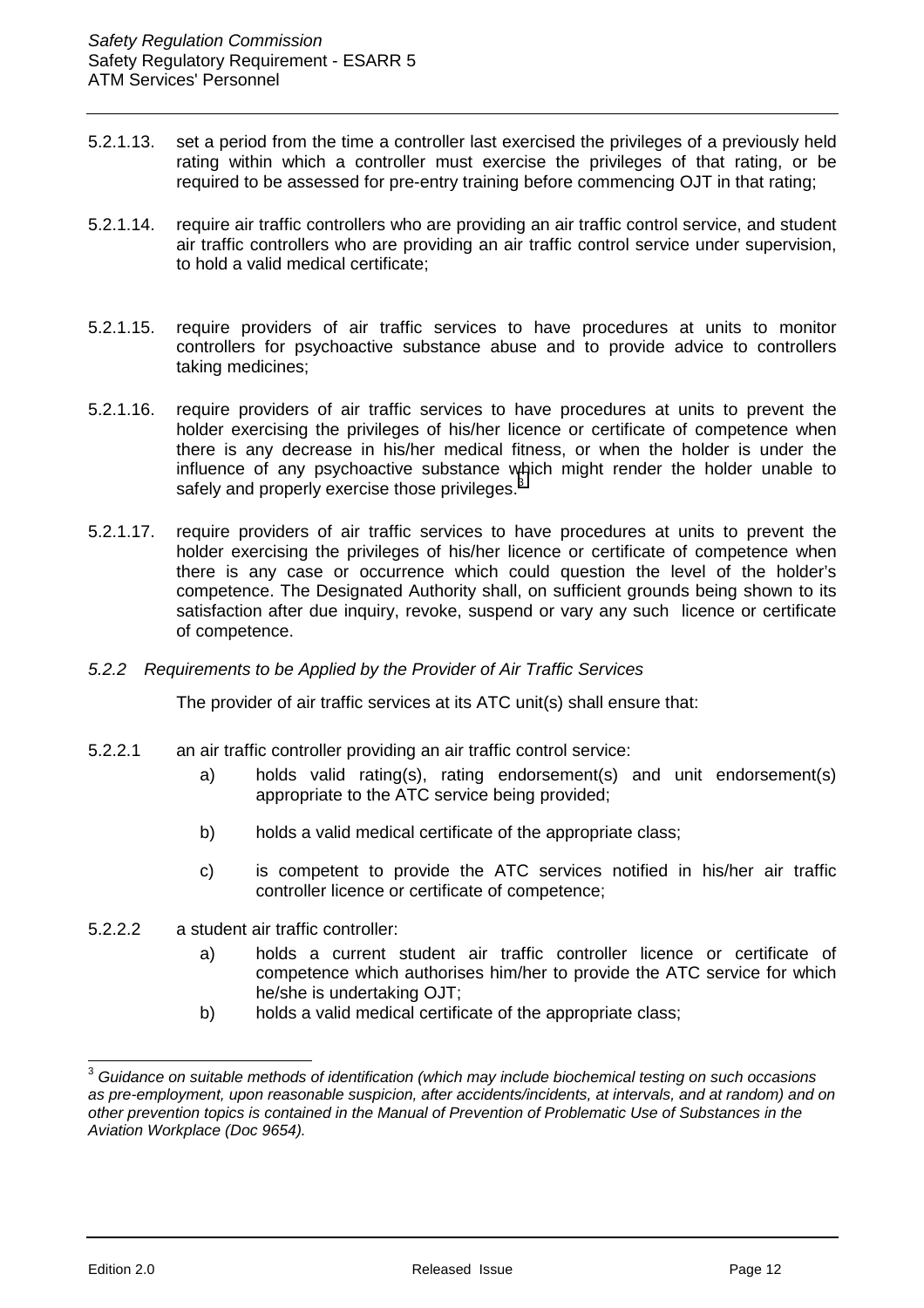5.2.1.13. set a period from the time a controller last exercised the privileges of a previously held rating within which a controller must exercise the privileges of that rating, or be required to be assessed for pre-entry training before commencing OJT in that rating;

5.2.1.14. require air traffic controllers who are providing an air traffic control service, and student air traffic controllers who are providing an air traffic control service under supervision, to hold a valid medical certificate;

5.2.1.15. require providers of air traffic services to have procedures at units to monitor controllers for psychoactive substance abuse and to provide advice to controllers taking medicines;

5.2.1.16. require providers of air traffic services to have procedures at units to prevent the holder exercising the privileges of his/her licence or certificate of competence when there is any decrease in his/her medical fitness, or when the holder is under the influence of any psychoactive substance which might render the holder unable to safely and properly exercise those privileges.[3]

5.2.1.17. require providers of air traffic services to have procedures at units to prevent the holder exercising the privileges of his/her licence or certificate of competence when there is any case or occurrence which could question the level of the holder's competence. The Designated Authority shall, on sufficient grounds being shown to its satisfaction after due inquiry, revoke, suspend or vary any such licence or certificate of competence.

### *5.2.2 Requirements to be Applied by the Provider of Air Traffic Services*

The provider of air traffic services at its ATC unit(s) shall ensure that:

5.2.2.1 an air traffic controller providing an air traffic control service:

a) holds valid rating(s), rating endorsement(s) and unit endorsement(s) appropriate to the ATC service being provided;

b) holds a valid medical certificate of the appropriate class;

c) is competent to provide the ATC services notified in his/her air traffic controller licence or certificate of competence;

5.2.2.2 a student air traffic controller:

a) holds a current student air traffic controller licence or certificate of competence which authorises him/her to provide the ATC service for which he/she is undertaking OJT;

b) holds a valid medical certificate of the appropriate class;

---

[3] *Guidance on suitable methods of identification (which may include biochemical testing on such occasions as pre-employment, upon reasonable suspicion, after accidents/incidents, at intervals, and at random) and on other prevention topics is contained in the Manual of Prevention of Problematic Use of Substances in the Aviation Workplace (Doc 9654).*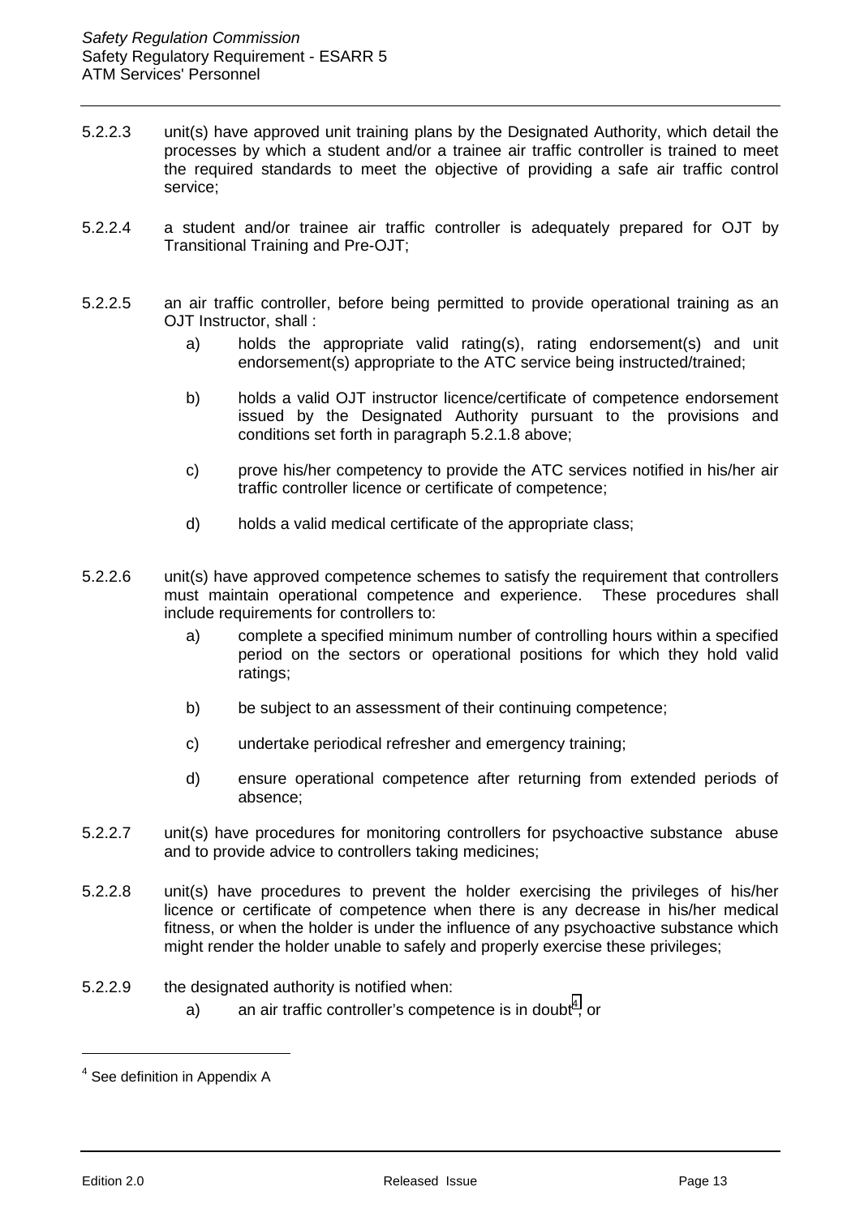5.2.2.3 unit(s) have approved unit training plans by the Designated Authority, which detail the processes by which a student and/or a trainee air traffic controller is trained to meet the required standards to meet the objective of providing a safe air traffic control service;

5.2.2.4 a student and/or trainee air traffic controller is adequately prepared for OJT by Transitional Training and Pre-OJT;

5.2.2.5 an air traffic controller, before being permitted to provide operational training as an OJT Instructor, shall :

- a) holds the appropriate valid rating(s), rating endorsement(s) and unit endorsement(s) appropriate to the ATC service being instructed/trained;
- b) holds a valid OJT instructor licence/certificate of competence endorsement issued by the Designated Authority pursuant to the provisions and conditions set forth in paragraph 5.2.1.8 above;
- c) prove his/her competency to provide the ATC services notified in his/her air traffic controller licence or certificate of competence;
- d) holds a valid medical certificate of the appropriate class;

5.2.2.6 unit(s) have approved competence schemes to satisfy the requirement that controllers must maintain operational competence and experience. These procedures shall include requirements for controllers to:

- a) complete a specified minimum number of controlling hours within a specified period on the sectors or operational positions for which they hold valid ratings;
- b) be subject to an assessment of their continuing competence;
- c) undertake periodical refresher and emergency training;
- d) ensure operational competence after returning from extended periods of absence;

5.2.2.7 unit(s) have procedures for monitoring controllers for psychoactive substance abuse and to provide advice to controllers taking medicines;

5.2.2.8 unit(s) have procedures to prevent the holder exercising the privileges of his/her licence or certificate of competence when there is any decrease in his/her medical fitness, or when the holder is under the influence of any psychoactive substance which might render the holder unable to safely and properly exercise these privileges;

5.2.2.9 the designated authority is notified when:

- a) an air traffic controller's competence is in doubt[4], or

[4] See definition in Appendix A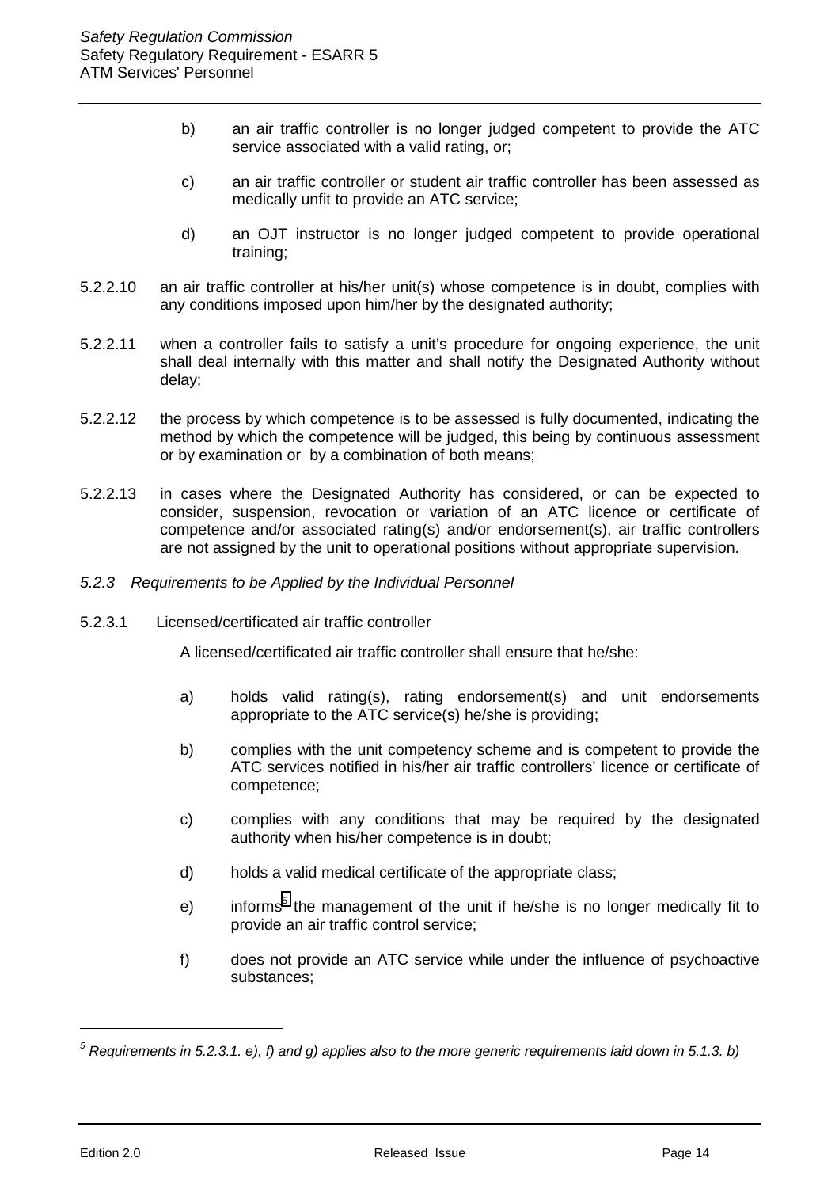b) an air traffic controller is no longer judged competent to provide the ATC service associated with a valid rating, or;

c) an air traffic controller or student air traffic controller has been assessed as medically unfit to provide an ATC service;

d) an OJT instructor is no longer judged competent to provide operational training;

5.2.2.10 an air traffic controller at his/her unit(s) whose competence is in doubt, complies with any conditions imposed upon him/her by the designated authority;

5.2.2.11 when a controller fails to satisfy a unit's procedure for ongoing experience, the unit shall deal internally with this matter and shall notify the Designated Authority without delay;

5.2.2.12 the process by which competence is to be assessed is fully documented, indicating the method by which the competence will be judged, this being by continuous assessment or by examination or by a combination of both means;

5.2.2.13 in cases where the Designated Authority has considered, or can be expected to consider, suspension, revocation or variation of an ATC licence or certificate of competence and/or associated rating(s) and/or endorsement(s), air traffic controllers are not assigned by the unit to operational positions without appropriate supervision.

*5.2.3 Requirements to be Applied by the Individual Personnel*

5.2.3.1 Licensed/certificated air traffic controller

A licensed/certificated air traffic controller shall ensure that he/she:

a) holds valid rating(s), rating endorsement(s) and unit endorsements appropriate to the ATC service(s) he/she is providing;

b) complies with the unit competency scheme and is competent to provide the ATC services notified in his/her air traffic controllers' licence or certificate of competence;

c) complies with any conditions that may be required by the designated authority when his/her competence is in doubt;

d) holds a valid medical certificate of the appropriate class;

e) informs[5] the management of the unit if he/she is no longer medically fit to provide an air traffic control service;

f) does not provide an ATC service while under the influence of psychoactive substances;

[5] *Requirements in 5.2.3.1. e), f) and g) applies also to the more generic requirements laid down in 5.1.3. b)*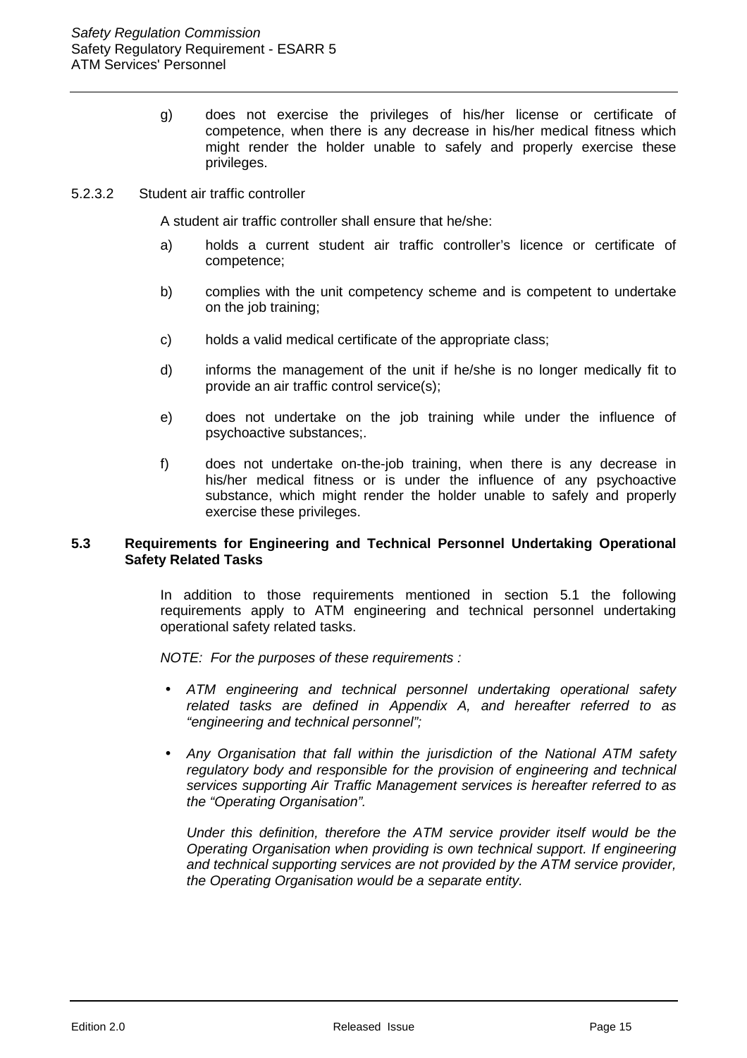g) does not exercise the privileges of his/her license or certificate of competence, when there is any decrease in his/her medical fitness which might render the holder unable to safely and properly exercise these privileges.

5.2.3.2 Student air traffic controller

A student air traffic controller shall ensure that he/she:

a) holds a current student air traffic controller's licence or certificate of competence;

b) complies with the unit competency scheme and is competent to undertake on the job training;

c) holds a valid medical certificate of the appropriate class;

d) informs the management of the unit if he/she is no longer medically fit to provide an air traffic control service(s);

e) does not undertake on the job training while under the influence of psychoactive substances;.

f) does not undertake on-the-job training, when there is any decrease in his/her medical fitness or is under the influence of any psychoactive substance, which might render the holder unable to safely and properly exercise these privileges.

## 5.3 Requirements for Engineering and Technical Personnel Undertaking Operational Safety Related Tasks

In addition to those requirements mentioned in section 5.1 the following requirements apply to ATM engineering and technical personnel undertaking operational safety related tasks.

*NOTE: For the purposes of these requirements :*

- *ATM engineering and technical personnel undertaking operational safety related tasks are defined in Appendix A, and hereafter referred to as "engineering and technical personnel";*
- *Any Organisation that fall within the jurisdiction of the National ATM safety regulatory body and responsible for the provision of engineering and technical services supporting Air Traffic Management services is hereafter referred to as the "Operating Organisation".*

  *Under this definition, therefore the ATM service provider itself would be the Operating Organisation when providing is own technical support. If engineering and technical supporting services are not provided by the ATM service provider, the Operating Organisation would be a separate entity.*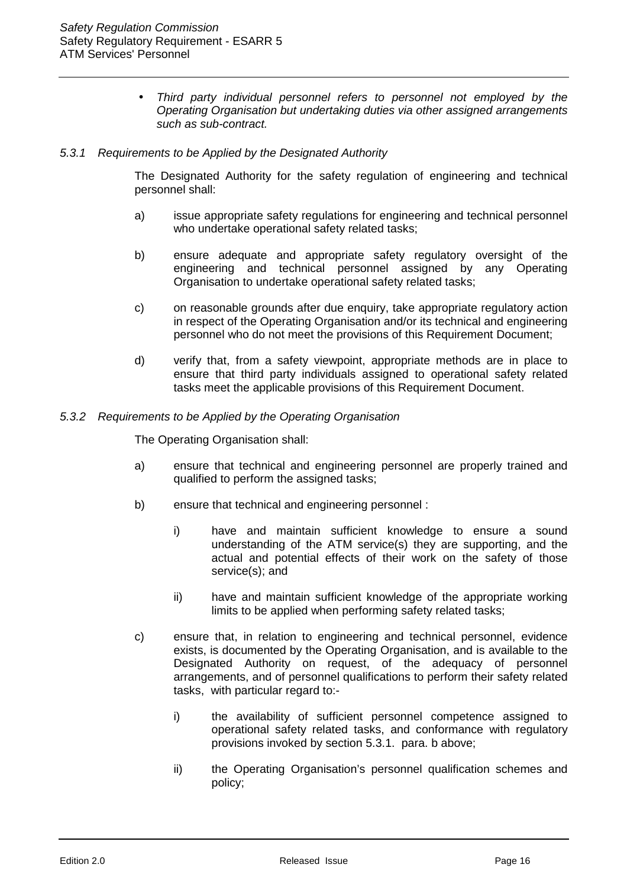- *Third party individual personnel refers to personnel not employed by the Operating Organisation but undertaking duties via other assigned arrangements such as sub-contract.*

#### *5.3.1 Requirements to be Applied by the Designated Authority*

The Designated Authority for the safety regulation of engineering and technical personnel shall:

a) issue appropriate safety regulations for engineering and technical personnel who undertake operational safety related tasks;

b) ensure adequate and appropriate safety regulatory oversight of the engineering and technical personnel assigned by any Operating Organisation to undertake operational safety related tasks;

c) on reasonable grounds after due enquiry, take appropriate regulatory action in respect of the Operating Organisation and/or its technical and engineering personnel who do not meet the provisions of this Requirement Document;

d) verify that, from a safety viewpoint, appropriate methods are in place to ensure that third party individuals assigned to operational safety related tasks meet the applicable provisions of this Requirement Document.

#### *5.3.2 Requirements to be Applied by the Operating Organisation*

The Operating Organisation shall:

a) ensure that technical and engineering personnel are properly trained and qualified to perform the assigned tasks;

b) ensure that technical and engineering personnel :

   i) have and maintain sufficient knowledge to ensure a sound understanding of the ATM service(s) they are supporting, and the actual and potential effects of their work on the safety of those service(s); and

   ii) have and maintain sufficient knowledge of the appropriate working limits to be applied when performing safety related tasks;

c) ensure that, in relation to engineering and technical personnel, evidence exists, is documented by the Operating Organisation, and is available to the Designated Authority on request, of the adequacy of personnel arrangements, and of personnel qualifications to perform their safety related tasks, with particular regard to:-

   i) the availability of sufficient personnel competence assigned to operational safety related tasks, and conformance with regulatory provisions invoked by section 5.3.1. para. b above;

   ii) the Operating Organisation's personnel qualification schemes and policy;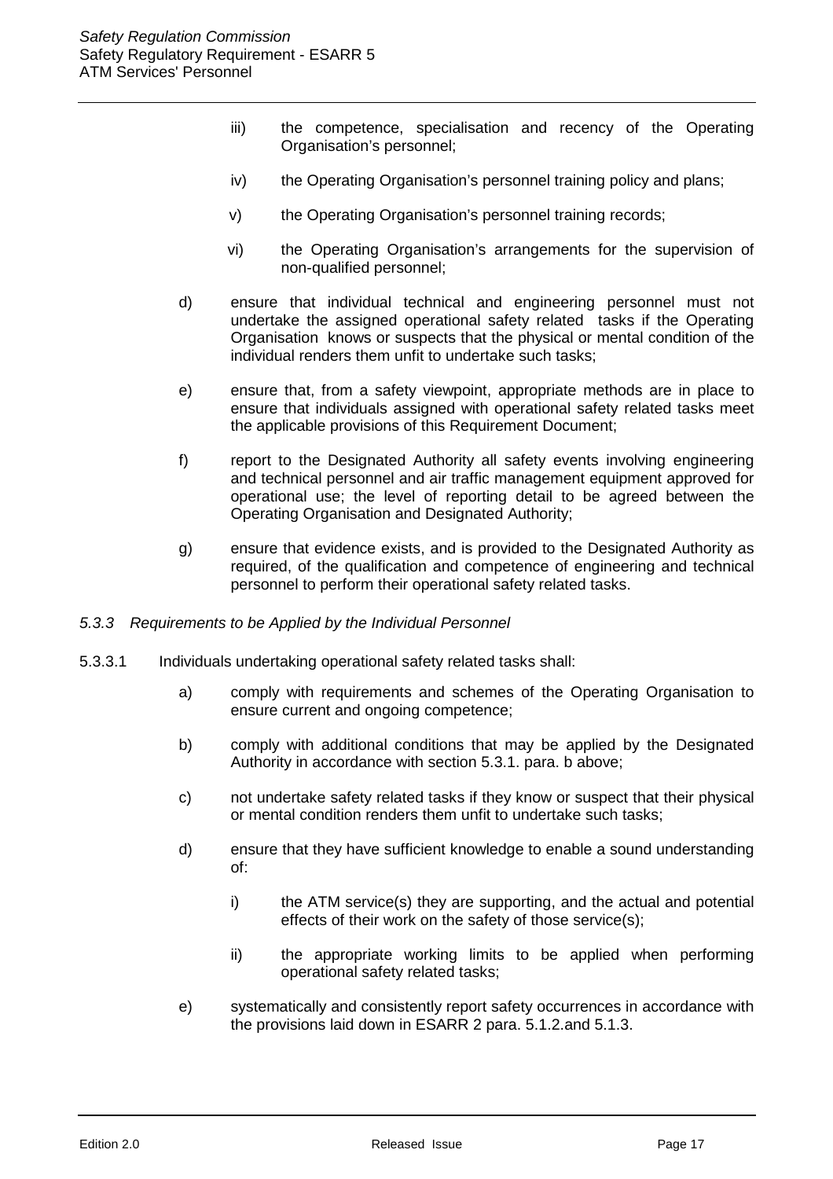- iii) the competence, specialisation and recency of the Operating Organisation's personnel;
- iv) the Operating Organisation's personnel training policy and plans;
- v) the Operating Organisation's personnel training records;
- vi) the Operating Organisation's arrangements for the supervision of non-qualified personnel;

d) ensure that individual technical and engineering personnel must not undertake the assigned operational safety related tasks if the Operating Organisation knows or suspects that the physical or mental condition of the individual renders them unfit to undertake such tasks;

e) ensure that, from a safety viewpoint, appropriate methods are in place to ensure that individuals assigned with operational safety related tasks meet the applicable provisions of this Requirement Document;

f) report to the Designated Authority all safety events involving engineering and technical personnel and air traffic management equipment approved for operational use; the level of reporting detail to be agreed between the Operating Organisation and Designated Authority;

g) ensure that evidence exists, and is provided to the Designated Authority as required, of the qualification and competence of engineering and technical personnel to perform their operational safety related tasks.

### *5.3.3 Requirements to be Applied by the Individual Personnel*

5.3.3.1 Individuals undertaking operational safety related tasks shall:

a) comply with requirements and schemes of the Operating Organisation to ensure current and ongoing competence;

b) comply with additional conditions that may be applied by the Designated Authority in accordance with section 5.3.1. para. b above;

c) not undertake safety related tasks if they know or suspect that their physical or mental condition renders them unfit to undertake such tasks;

d) ensure that they have sufficient knowledge to enable a sound understanding of:

- i) the ATM service(s) they are supporting, and the actual and potential effects of their work on the safety of those service(s);
- ii) the appropriate working limits to be applied when performing operational safety related tasks;

e) systematically and consistently report safety occurrences in accordance with the provisions laid down in ESARR 2 para. 5.1.2.and 5.1.3.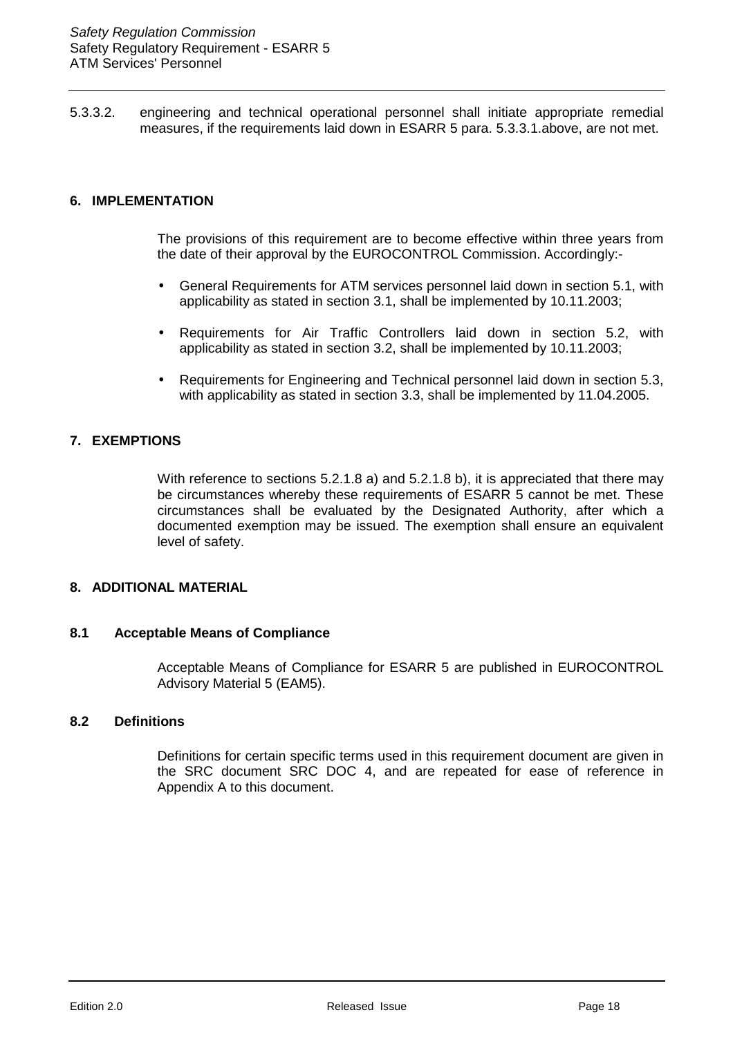5.3.3.2. engineering and technical operational personnel shall initiate appropriate remedial measures, if the requirements laid down in ESARR 5 para. 5.3.3.1.above, are not met.

## 6. IMPLEMENTATION

The provisions of this requirement are to become effective within three years from the date of their approval by the EUROCONTROL Commission. Accordingly:-

- General Requirements for ATM services personnel laid down in section 5.1, with applicability as stated in section 3.1, shall be implemented by 10.11.2003;
- Requirements for Air Traffic Controllers laid down in section 5.2, with applicability as stated in section 3.2, shall be implemented by 10.11.2003;
- Requirements for Engineering and Technical personnel laid down in section 5.3, with applicability as stated in section 3.3, shall be implemented by 11.04.2005.

## 7. EXEMPTIONS

With reference to sections 5.2.1.8 a) and 5.2.1.8 b), it is appreciated that there may be circumstances whereby these requirements of ESARR 5 cannot be met. These circumstances shall be evaluated by the Designated Authority, after which a documented exemption may be issued. The exemption shall ensure an equivalent level of safety.

## 8. ADDITIONAL MATERIAL

### 8.1 Acceptable Means of Compliance

Acceptable Means of Compliance for ESARR 5 are published in EUROCONTROL Advisory Material 5 (EAM5).

### 8.2 Definitions

Definitions for certain specific terms used in this requirement document are given in the SRC document SRC DOC 4, and are repeated for ease of reference in Appendix A to this document.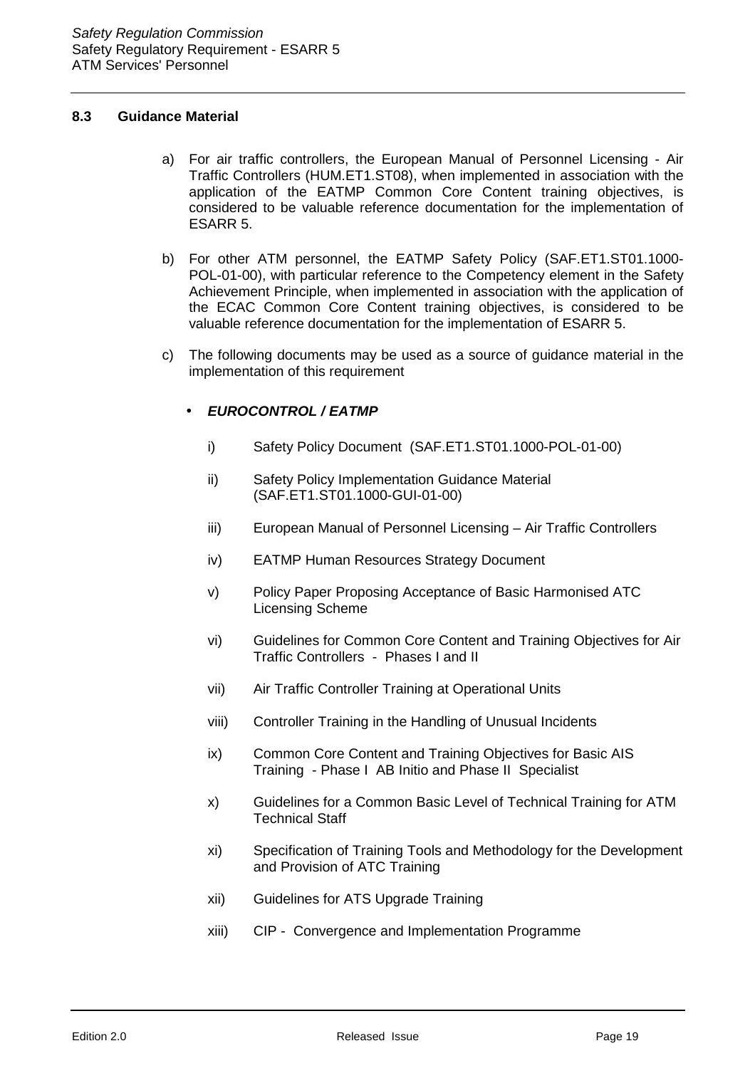### 8.3 Guidance Material

a) For air traffic controllers, the European Manual of Personnel Licensing - Air Traffic Controllers (HUM.ET1.ST08), when implemented in association with the application of the EATMP Common Core Content training objectives, is considered to be valuable reference documentation for the implementation of ESARR 5.

b) For other ATM personnel, the EATMP Safety Policy (SAF.ET1.ST01.1000-POL-01-00), with particular reference to the Competency element in the Safety Achievement Principle, when implemented in association with the application of the ECAC Common Core Content training objectives, is considered to be valuable reference documentation for the implementation of ESARR 5.

c) The following documents may be used as a source of guidance material in the implementation of this requirement

- ***EUROCONTROL / EATMP***

  i) Safety Policy Document (SAF.ET1.ST01.1000-POL-01-00)

  ii) Safety Policy Implementation Guidance Material (SAF.ET1.ST01.1000-GUI-01-00)

  iii) European Manual of Personnel Licensing – Air Traffic Controllers

  iv) EATMP Human Resources Strategy Document

  v) Policy Paper Proposing Acceptance of Basic Harmonised ATC Licensing Scheme

  vi) Guidelines for Common Core Content and Training Objectives for Air Traffic Controllers - Phases I and II

  vii) Air Traffic Controller Training at Operational Units

  viii) Controller Training in the Handling of Unusual Incidents

  ix) Common Core Content and Training Objectives for Basic AIS Training - Phase I AB Initio and Phase II Specialist

  x) Guidelines for a Common Basic Level of Technical Training for ATM Technical Staff

  xi) Specification of Training Tools and Methodology for the Development and Provision of ATC Training

  xii) Guidelines for ATS Upgrade Training

  xiii) CIP - Convergence and Implementation Programme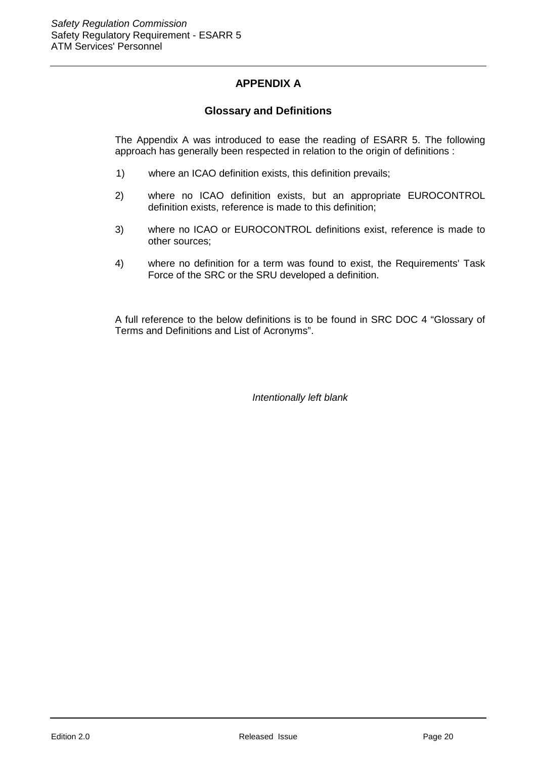# APPENDIX A

## Glossary and Definitions

The Appendix A was introduced to ease the reading of ESARR 5. The following approach has generally been respected in relation to the origin of definitions :

1) where an ICAO definition exists, this definition prevails;

2) where no ICAO definition exists, but an appropriate EUROCONTROL definition exists, reference is made to this definition;

3) where no ICAO or EUROCONTROL definitions exist, reference is made to other sources;

4) where no definition for a term was found to exist, the Requirements' Task Force of the SRC or the SRU developed a definition.

A full reference to the below definitions is to be found in SRC DOC 4 "Glossary of Terms and Definitions and List of Acronyms".

*Intentionally left blank*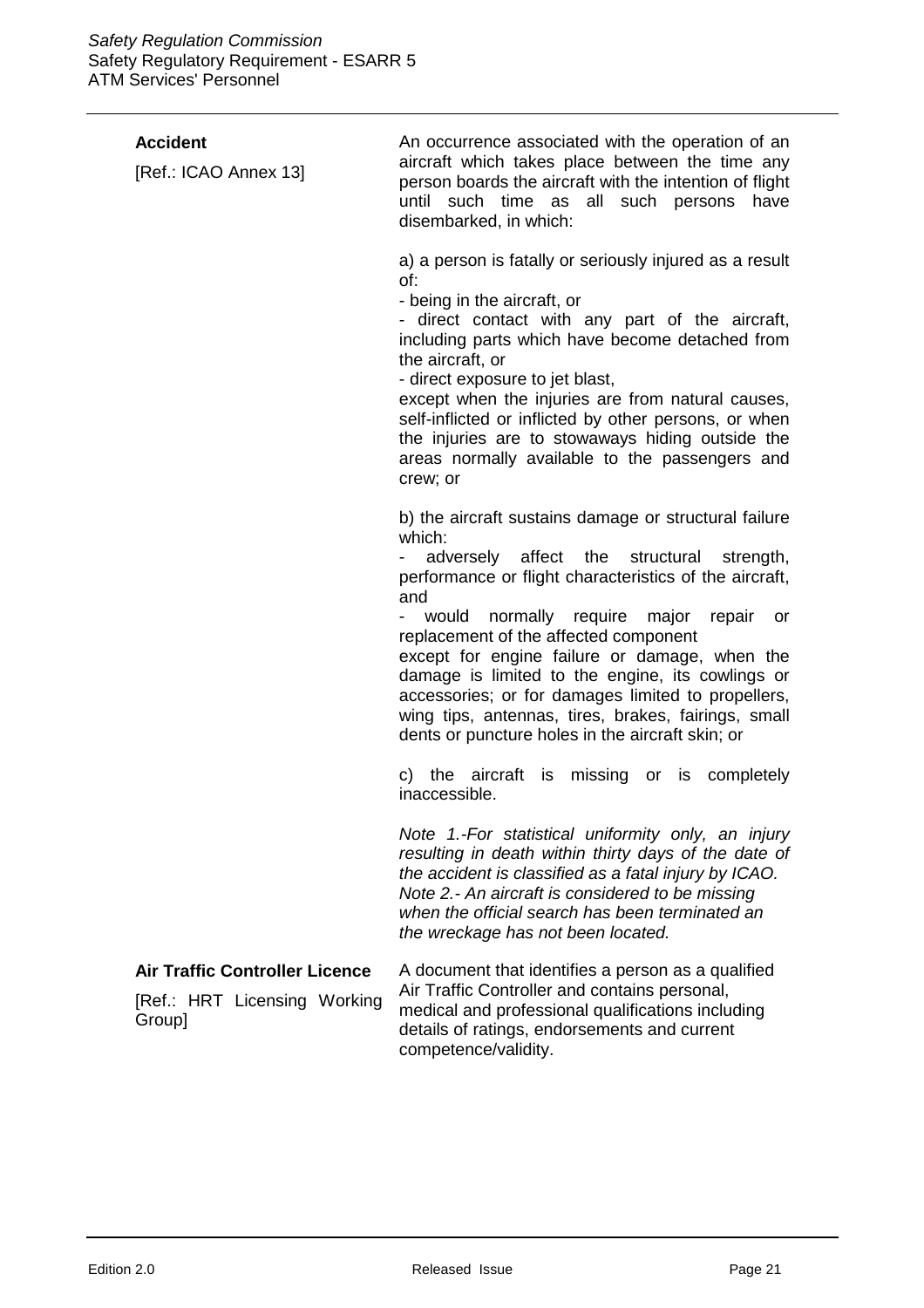**Accident**

[Ref.: ICAO Annex 13]

An occurrence associated with the operation of an aircraft which takes place between the time any person boards the aircraft with the intention of flight until such time as all such persons have disembarked, in which:

a) a person is fatally or seriously injured as a result of:
- being in the aircraft, or
- direct contact with any part of the aircraft, including parts which have become detached from the aircraft, or
- direct exposure to jet blast,

except when the injuries are from natural causes, self-inflicted or inflicted by other persons, or when the injuries are to stowaways hiding outside the areas normally available to the passengers and crew; or

b) the aircraft sustains damage or structural failure which:
- adversely affect the structural strength, performance or flight characteristics of the aircraft, and
- would normally require major repair or replacement of the affected component

except for engine failure or damage, when the damage is limited to the engine, its cowlings or accessories; or for damages limited to propellers, wing tips, antennas, tires, brakes, fairings, small dents or puncture holes in the aircraft skin; or

c) the aircraft is missing or is completely inaccessible.

*Note 1.-For statistical uniformity only, an injury resulting in death within thirty days of the date of the accident is classified as a fatal injury by ICAO.*
*Note 2.- An aircraft is considered to be missing when the official search has been terminated an the wreckage has not been located.*

**Air Traffic Controller Licence**

[Ref.: HRT Licensing Working Group]

A document that identifies a person as a qualified Air Traffic Controller and contains personal, medical and professional qualifications including details of ratings, endorsements and current competence/validity.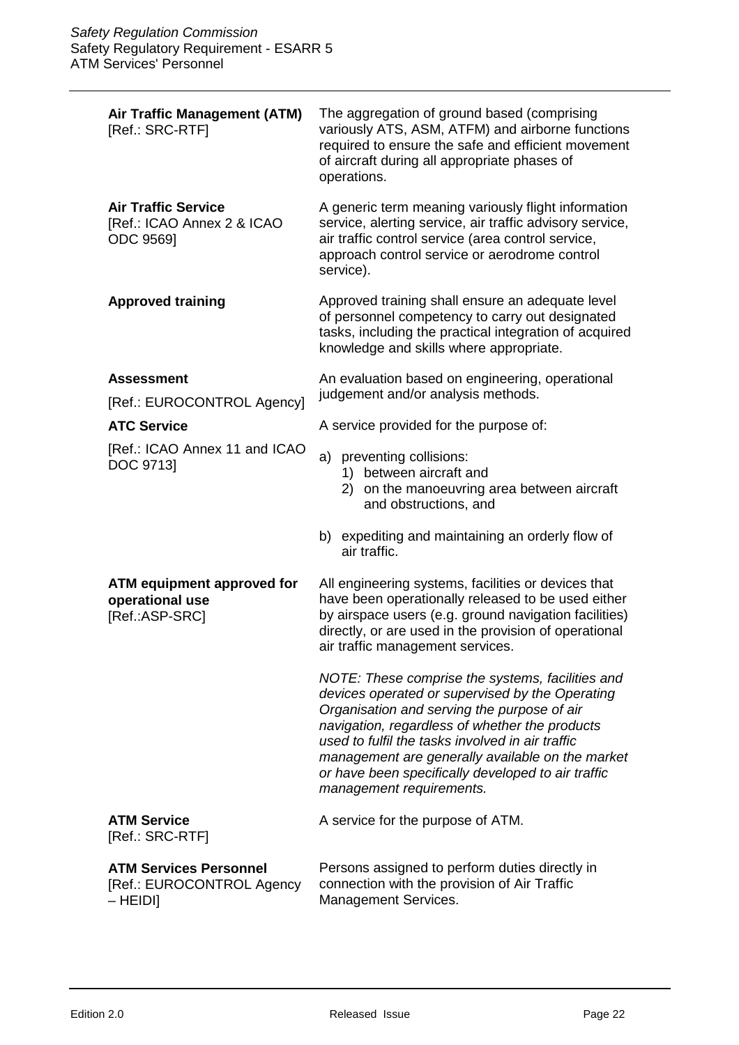**Air Traffic Management (ATM)**
[Ref.: SRC-RTF]

The aggregation of ground based (comprising variously ATS, ASM, ATFM) and airborne functions required to ensure the safe and efficient movement of aircraft during all appropriate phases of operations.

**Air Traffic Service**
[Ref.: ICAO Annex 2 & ICAO ODC 9569]

A generic term meaning variously flight information service, alerting service, air traffic advisory service, air traffic control service (area control service, approach control service or aerodrome control service).

**Approved training**

Approved training shall ensure an adequate level of personnel competency to carry out designated tasks, including the practical integration of acquired knowledge and skills where appropriate.

**Assessment**
[Ref.: EUROCONTROL Agency]

An evaluation based on engineering, operational judgement and/or analysis methods.

**ATC Service**
[Ref.: ICAO Annex 11 and ICAO DOC 9713]

A service provided for the purpose of:

a) preventing collisions:
    1) between aircraft and
    2) on the manoeuvring area between aircraft and obstructions, and
b) expediting and maintaining an orderly flow of air traffic.

**ATM equipment approved for operational use**
[Ref.:ASP-SRC]

All engineering systems, facilities or devices that have been operationally released to be used either by airspace users (e.g. ground navigation facilities) directly, or are used in the provision of operational air traffic management services.

*NOTE: These comprise the systems, facilities and devices operated or supervised by the Operating Organisation and serving the purpose of air navigation, regardless of whether the products used to fulfil the tasks involved in air traffic management are generally available on the market or have been specifically developed to air traffic management requirements.*

**ATM Service**
[Ref.: SRC-RTF]

A service for the purpose of ATM.

**ATM Services Personnel**
[Ref.: EUROCONTROL Agency – HEIDI]

Persons assigned to perform duties directly in connection with the provision of Air Traffic Management Services.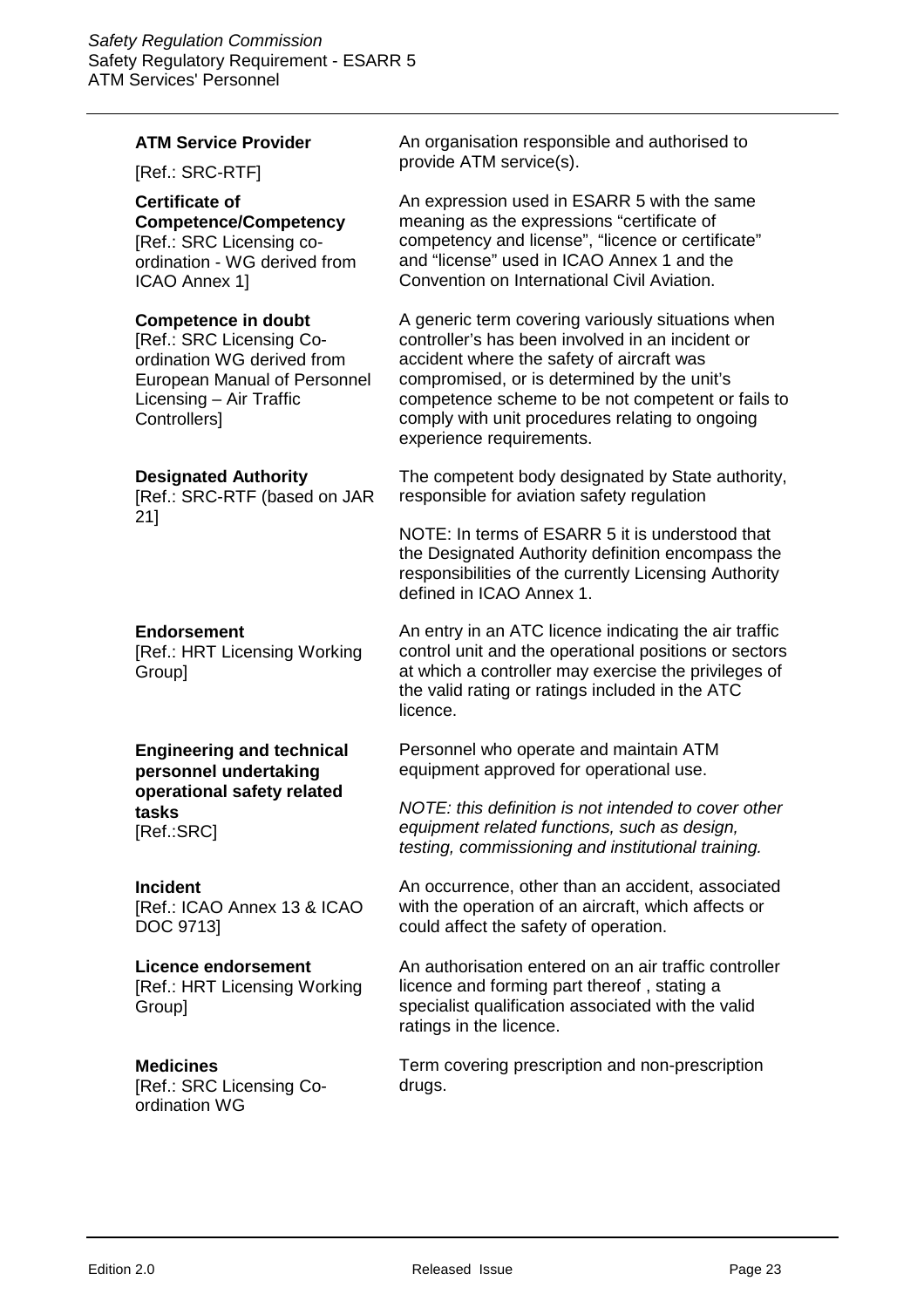| | |
|---|---|
| **ATM Service Provider**<br>[Ref.: SRC-RTF] | An organisation responsible and authorised to provide ATM service(s). |
| **Certificate of Competence/Competency**<br>[Ref.: SRC Licensing co-ordination - WG derived from ICAO Annex 1] | An expression used in ESARR 5 with the same meaning as the expressions "certificate of competency and license", "licence or certificate" and "license" used in ICAO Annex 1 and the Convention on International Civil Aviation. |
| **Competence in doubt**<br>[Ref.: SRC Licensing Co-ordination WG derived from European Manual of Personnel Licensing – Air Traffic Controllers] | A generic term covering variously situations when controller's has been involved in an incident or accident where the safety of aircraft was compromised, or is determined by the unit's competence scheme to be not competent or fails to comply with unit procedures relating to ongoing experience requirements. |
| **Designated Authority**<br>[Ref.: SRC-RTF (based on JAR 21] | The competent body designated by State authority, responsible for aviation safety regulation<br><br>NOTE: In terms of ESARR 5 it is understood that the Designated Authority definition encompass the responsibilities of the currently Licensing Authority defined in ICAO Annex 1. |
| **Endorsement**<br>[Ref.: HRT Licensing Working Group] | An entry in an ATC licence indicating the air traffic control unit and the operational positions or sectors at which a controller may exercise the privileges of the valid rating or ratings included in the ATC licence. |
| **Engineering and technical personnel undertaking operational safety related tasks**<br>[Ref.:SRC] | Personnel who operate and maintain ATM equipment approved for operational use.<br><br>*NOTE: this definition is not intended to cover other equipment related functions, such as design, testing, commissioning and institutional training.* |
| **Incident**<br>[Ref.: ICAO Annex 13 & ICAO DOC 9713] | An occurrence, other than an accident, associated with the operation of an aircraft, which affects or could affect the safety of operation. |
| **Licence endorsement**<br>[Ref.: HRT Licensing Working Group] | An authorisation entered on an air traffic controller licence and forming part thereof , stating a specialist qualification associated with the valid ratings in the licence. |
| **Medicines**<br>[Ref.: SRC Licensing Co-ordination WG | Term covering prescription and non-prescription drugs. |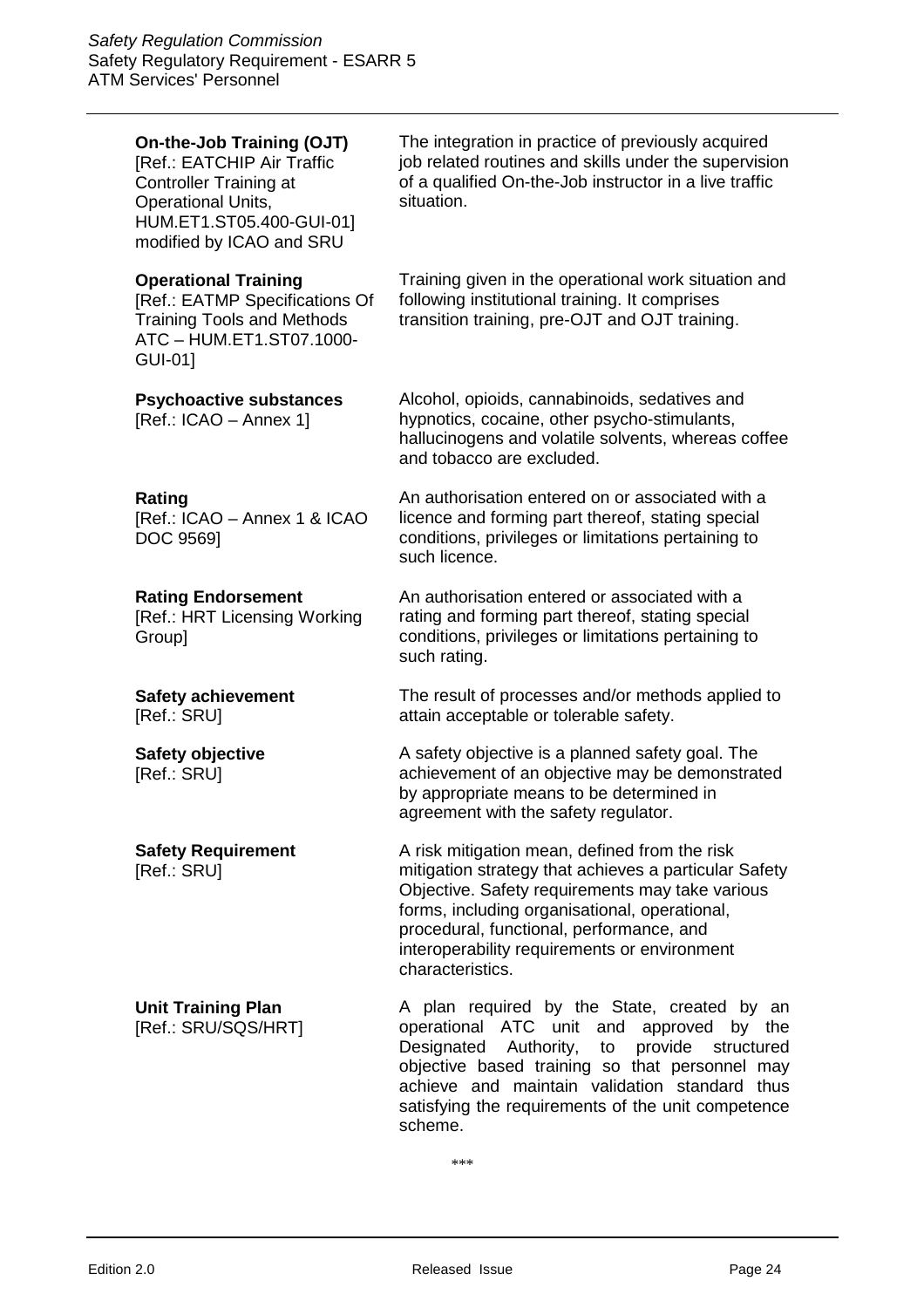**On-the-Job Training (OJT)**
[Ref.: EATCHIP Air Traffic Controller Training at Operational Units, HUM.ET1.ST05.400-GUI-01] modified by ICAO and SRU

The integration in practice of previously acquired job related routines and skills under the supervision of a qualified On-the-Job instructor in a live traffic situation.

**Operational Training**
[Ref.: EATMP Specifications Of Training Tools and Methods ATC – HUM.ET1.ST07.1000-GUI-01]

Training given in the operational work situation and following institutional training. It comprises transition training, pre-OJT and OJT training.

**Psychoactive substances**
[Ref.: ICAO – Annex 1]

Alcohol, opioids, cannabinoids, sedatives and hypnotics, cocaine, other psycho-stimulants, hallucinogens and volatile solvents, whereas coffee and tobacco are excluded.

**Rating**
[Ref.: ICAO – Annex 1 & ICAO DOC 9569]

An authorisation entered on or associated with a licence and forming part thereof, stating special conditions, privileges or limitations pertaining to such licence.

**Rating Endorsement**
[Ref.: HRT Licensing Working Group]

An authorisation entered or associated with a rating and forming part thereof, stating special conditions, privileges or limitations pertaining to such rating.

**Safety achievement**
[Ref.: SRU]

The result of processes and/or methods applied to attain acceptable or tolerable safety.

**Safety objective**
[Ref.: SRU]

A safety objective is a planned safety goal. The achievement of an objective may be demonstrated by appropriate means to be determined in agreement with the safety regulator.

**Safety Requirement**
[Ref.: SRU]

A risk mitigation mean, defined from the risk mitigation strategy that achieves a particular Safety Objective. Safety requirements may take various forms, including organisational, operational, procedural, functional, performance, and interoperability requirements or environment characteristics.

**Unit Training Plan**
[Ref.: SRU/SQS/HRT]

A plan required by the State, created by an operational ATC unit and approved by the Designated Authority, to provide structured objective based training so that personnel may achieve and maintain validation standard thus satisfying the requirements of the unit competence scheme.

***